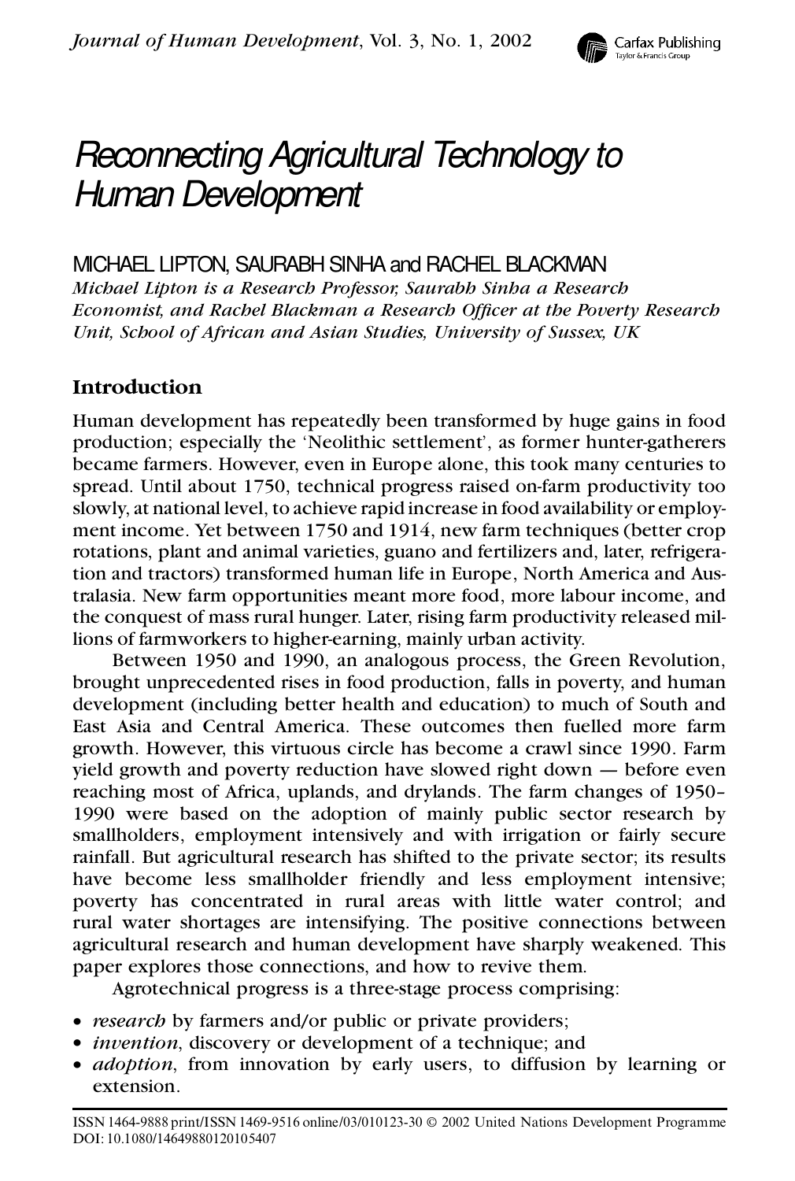# Reconnecting Agricultural Technology to Human Development

MICHAEL LIPTON, SAURABH SINHA and RACHEL BLACKMAN

*Michael Lipton is a Research Professor, Saurabh Sinha a Research Economist, and Rachel Blackman a Research Officer at the Poverty Research Unit, School of African and Asian Studies, University of Sussex, UK*

## Introduction

Human development has repeatedly been transformed by huge gains in food production; especially the 'Neolithic settlement', as former hunter-gatherers became farmers. However, even in Europe alone, this took many centuries to spread. Until about 1750, technical progress raised on-farm productivity too slowly, at national level, to achieve rapid increase in food availability or employment income. Yet between 1750 and 1914, new farm techniques (better crop rotations, plant and animal varieties, guano and fertilizers and, later, refrigeration and tractors) transformed human life in Europe, North America and Australasia. New farm opportunities meant more food, more labour income, and the conquest of mass rural hunger. Later, rising farm productivity released millions of farmworkers to higher-earning, mainly urban activity.

Between 1950 and 1990, an analogous process, the Green Revolution, brought unprecedented rises in food production, falls in poverty, and human development (including better health and education) to much of South and East Asia and Central America. These outcomes then fuelled more farm growth. However, this virtuous circle has become a crawl since 1990. Farm yield growth and poverty reduction have slowed right down — before even reaching most of Africa, uplands, and drylands. The farm changes of 1950–1990 were based on the adoption of mainly public sector research by smallholders, employment intensively and with irrigation or fairly secure rainfall. But agricultural research has shifted to the private sector; its results have become less smallholder friendly and less employment intensive; poverty has concentrated in rural areas with little water control; and rural water shortages are intensifying. The positive connections between agricultural research and human development have sharply weakened. This paper explores those connections, and how to revive them.

Agrotechnical progress is a three-stage process comprising:

- *research* by farmers and/or public or private providers;
- *invention*, discovery or development of a technique; and
- *adoption*, from innovation by early users, to diffusion by learning or extension.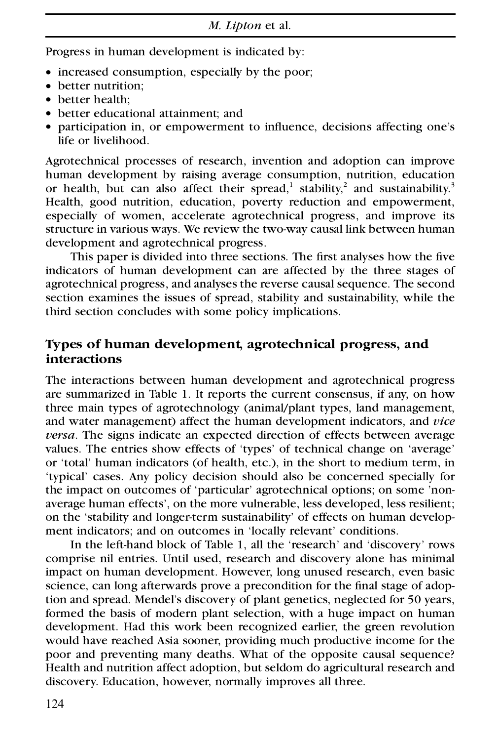Progress in human development is indicated by:

- increased consumption, especially by the poor;
- better nutrition;
- better health;
- better educational attainment; and
- participation in, or empowerment to influence, decisions affecting one's life or livelihood.

Agrotechnical processes of research, invention and adoption can improve human development by raising average consumption, nutrition, education or health, but can also affect their spread,[1] stability,[2] and sustainability.[3] Health, good nutrition, education, poverty reduction and empowerment, especially of women, accelerate agrotechnical progress, and improve its structure in various ways. We review the two-way causal link between human development and agrotechnical progress.

This paper is divided into three sections. The first analyses how the five indicators of human development can are affected by the three stages of agrotechnical progress, and analyses the reverse causal sequence. The second section examines the issues of spread, stability and sustainability, while the third section concludes with some policy implications.

## Types of human development, agrotechnical progress, and interactions

The interactions between human development and agrotechnical progress are summarized in Table 1. It reports the current consensus, if any, on how three main types of agrotechnology (animal/plant types, land management, and water management) affect the human development indicators, and *vice versa*. The signs indicate an expected direction of effects between average values. The entries show effects of 'types' of technical change on 'average' or 'total' human indicators (of health, etc.), in the short to medium term, in 'typical' cases. Any policy decision should also be concerned specially for the impact on outcomes of 'particular' agrotechnical options; on some 'non-average human effects', on the more vulnerable, less developed, less resilient; on the 'stability and longer-term sustainability' of effects on human development indicators; and on outcomes in 'locally relevant' conditions.

In the left-hand block of Table 1, all the 'research' and 'discovery' rows comprise nil entries. Until used, research and discovery alone has minimal impact on human development. However, long unused research, even basic science, can long afterwards prove a precondition for the final stage of adoption and spread. Mendel's discovery of plant genetics, neglected for 50 years, formed the basis of modern plant selection, with a huge impact on human development. Had this work been recognized earlier, the green revolution would have reached Asia sooner, providing much productive income for the poor and preventing many deaths. What of the opposite causal sequence? Health and nutrition affect adoption, but seldom do agricultural research and discovery. Education, however, normally improves all three.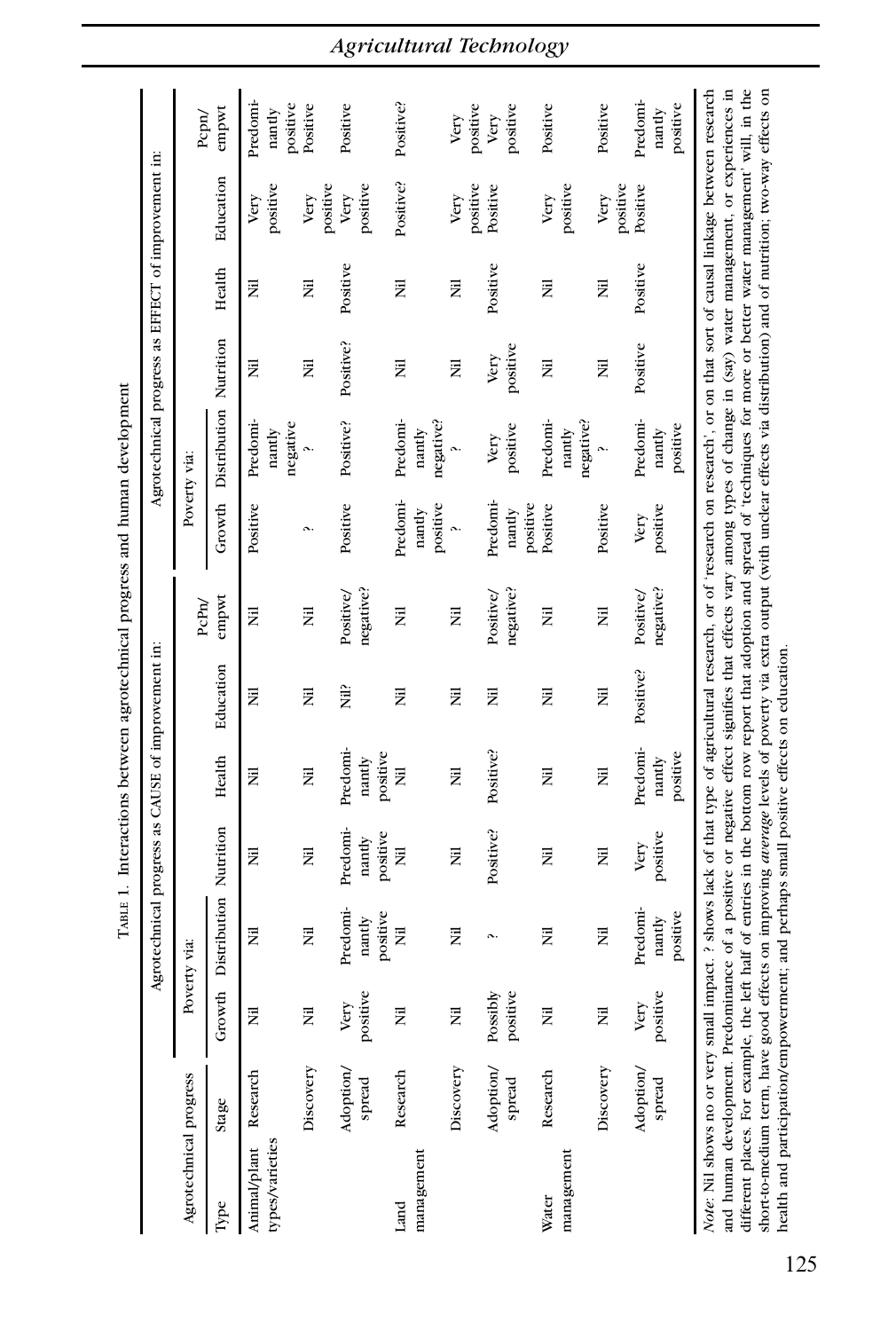TABLE 1. Interactions between agrotechnical progress and human development

| Agrotechnical progress | | Agrotechnical progress as CAUSE of improvement in: | | | | | | Agrotechnical progress as EFFECT of improvement in: | | | | | |
|---|---|---|---|---|---|---|---|---|---|---|---|---|---|
| | | Poverty via: | | | | | | Poverty via: | | | | | |
| Type | Stage | Growth | Distribution | Nutrition | Health | Education | PcPn/ empwt | Growth | Distribution | Nutrition | Health | Education | Pcpn/ empwt |
| Animal/plant types/varieties | Research | Nil | Nil | Nil | Nil | Nil | Nil | Positive | Predominantly negative | Nil | Nil | Very positive | Predominantly positive |
| | Discovery | Nil | Nil | Nil | Nil | Nil | Nil | ? | ? | Nil | Nil | Very positive | Positive |
| | Adoption/ spread | Very positive | Predominantly positive | Predominantly positive | Predominantly positive | Nil? | Positive/ negative? | Positive | Positive? | Positive? | Positive | Very positive | Positive |
| Land management | Research | Nil | Nil | Nil | Nil | Nil | Nil | Predominantly positive | Predominantly negative? | Nil | Nil | Positive? | Positive? |
| | Discovery | Nil | Nil | Nil | Nil | Nil | Nil | ? | ? | Nil | Nil | Very positive | Very positive |
| | Adoption/ spread | Possibly positive | ? | Positive? | Positive? | Nil | Positive/ negative? | Predominantly positive | Very positive | Very positive | Positive | Positive | Very positive |
| Water management | Research | Nil | Nil | Nil | Nil | Nil | Nil | Positive | Predominantly negative? | Nil | Nil | Very positive | Positive |
| | Discovery | Nil | Nil | Nil | Nil | Nil | Nil | Positive | ? | Nil | Nil | Very positive | Positive |
| | Adoption/ spread | Very positive | Predominantly positive | Very positive | Predominantly positive | Positive? | Positive/ negative? | Very positive | Predominantly positive | Positive | Positive | Positive | Predominantly positive |

*Note*: Nil shows no or very small impact. ? shows lack of that type of agricultural research, or of 'research on research', or on that sort of causal linkage between research and human development. Predominance of a positive or negative effect signifies that effects vary among types of change in (say) water management, or experiences in different places. For example, the left half of entries in the bottom row report that adoption and spread of 'techniques for more or better water management' will, in the short-to-medium term, have good effects on improving *average* levels of poverty via extra output (with unclear effects via distribution) and of nutrition; two-way effects on health and participation/empowerment; and perhaps small positive effects on education.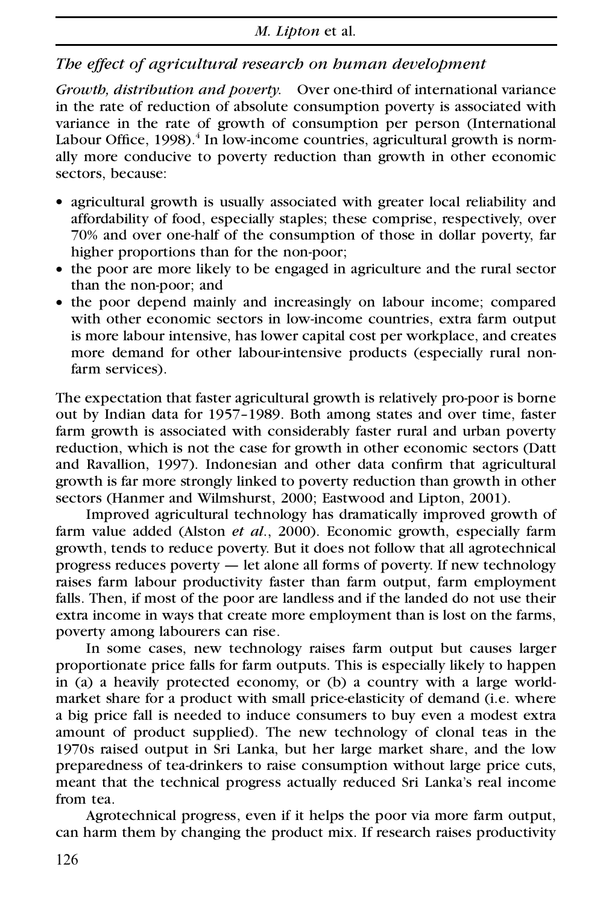### *The effect of agricultural research on human development*

*Growth, distribution and poverty.* Over one-third of international variance in the rate of reduction of absolute consumption poverty is associated with variance in the rate of growth of consumption per person (International Labour Office, 1998).[4] In low-income countries, agricultural growth is normally more conducive to poverty reduction than growth in other economic sectors, because:

- agricultural growth is usually associated with greater local reliability and affordability of food, especially staples; these comprise, respectively, over 70% and over one-half of the consumption of those in dollar poverty, far higher proportions than for the non-poor;
- the poor are more likely to be engaged in agriculture and the rural sector than the non-poor; and
- the poor depend mainly and increasingly on labour income; compared with other economic sectors in low-income countries, extra farm output is more labour intensive, has lower capital cost per workplace, and creates more demand for other labour-intensive products (especially rural non-farm services).

The expectation that faster agricultural growth is relatively pro-poor is borne out by Indian data for 1957–1989. Both among states and over time, faster farm growth is associated with considerably faster rural and urban poverty reduction, which is not the case for growth in other economic sectors (Datt and Ravallion, 1997). Indonesian and other data confirm that agricultural growth is far more strongly linked to poverty reduction than growth in other sectors (Hanmer and Wilmshurst, 2000; Eastwood and Lipton, 2001).

Improved agricultural technology has dramatically improved growth of farm value added (Alston *et al.*, 2000). Economic growth, especially farm growth, tends to reduce poverty. But it does not follow that all agrotechnical progress reduces poverty — let alone all forms of poverty. If new technology raises farm labour productivity faster than farm output, farm employment falls. Then, if most of the poor are landless and if the landed do not use their extra income in ways that create more employment than is lost on the farms, poverty among labourers can rise.

In some cases, new technology raises farm output but causes larger proportionate price falls for farm outputs. This is especially likely to happen in (a) a heavily protected economy, or (b) a country with a large world-market share for a product with small price-elasticity of demand (i.e. where a big price fall is needed to induce consumers to buy even a modest extra amount of product supplied). The new technology of clonal teas in the 1970s raised output in Sri Lanka, but her large market share, and the low preparedness of tea-drinkers to raise consumption without large price cuts, meant that the technical progress actually reduced Sri Lanka's real income from tea.

Agrotechnical progress, even if it helps the poor via more farm output, can harm them by changing the product mix. If research raises productivity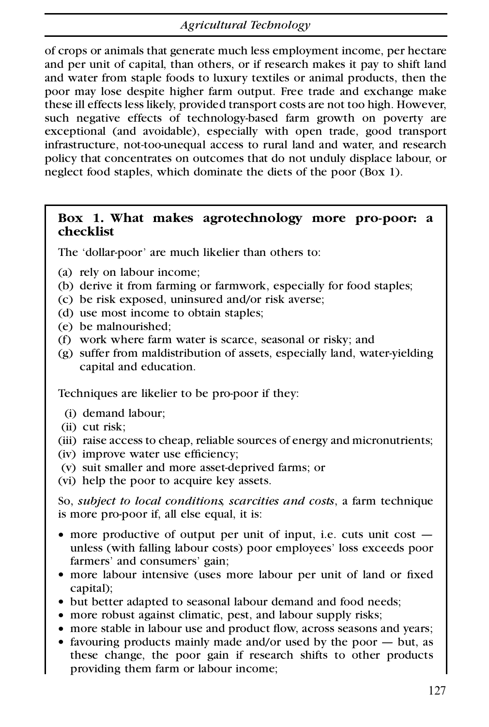of crops or animals that generate much less employment income, per hectare and per unit of capital, than others, or if research makes it pay to shift land and water from staple foods to luxury textiles or animal products, then the poor may lose despite higher farm output. Free trade and exchange make these ill effects less likely, provided transport costs are not too high. However, such negative effects of technology-based farm growth on poverty are exceptional (and avoidable), especially with open trade, good transport infrastructure, not-too-unequal access to rural land and water, and research policy that concentrates on outcomes that do not unduly displace labour, or neglect food staples, which dominate the diets of the poor (Box 1).

**Box 1. What makes agrotechnology more pro-poor: a checklist**

The 'dollar-poor' are much likelier than others to:

(a) rely on labour income;
(b) derive it from farming or farmwork, especially for food staples;
(c) be risk exposed, uninsured and/or risk averse;
(d) use most income to obtain staples;
(e) be malnourished;
(f) work where farm water is scarce, seasonal or risky; and
(g) suffer from maldistribution of assets, especially land, water-yielding capital and education.

Techniques are likelier to be pro-poor if they:

(i) demand labour;
(ii) cut risk;
(iii) raise access to cheap, reliable sources of energy and micronutrients;
(iv) improve water use efficiency;
(v) suit smaller and more asset-deprived farms; or
(vi) help the poor to acquire key assets.

So, *subject to local conditions, scarcities and costs*, a farm technique is more pro-poor if, all else equal, it is:

- more productive of output per unit of input, i.e. cuts unit cost — unless (with falling labour costs) poor employees' loss exceeds poor farmers' and consumers' gain;
- more labour intensive (uses more labour per unit of land or fixed capital);
- but better adapted to seasonal labour demand and food needs;
- more robust against climatic, pest, and labour supply risks;
- more stable in labour use and product flow, across seasons and years;
- favouring products mainly made and/or used by the poor — but, as these change, the poor gain if research shifts to other products providing them farm or labour income;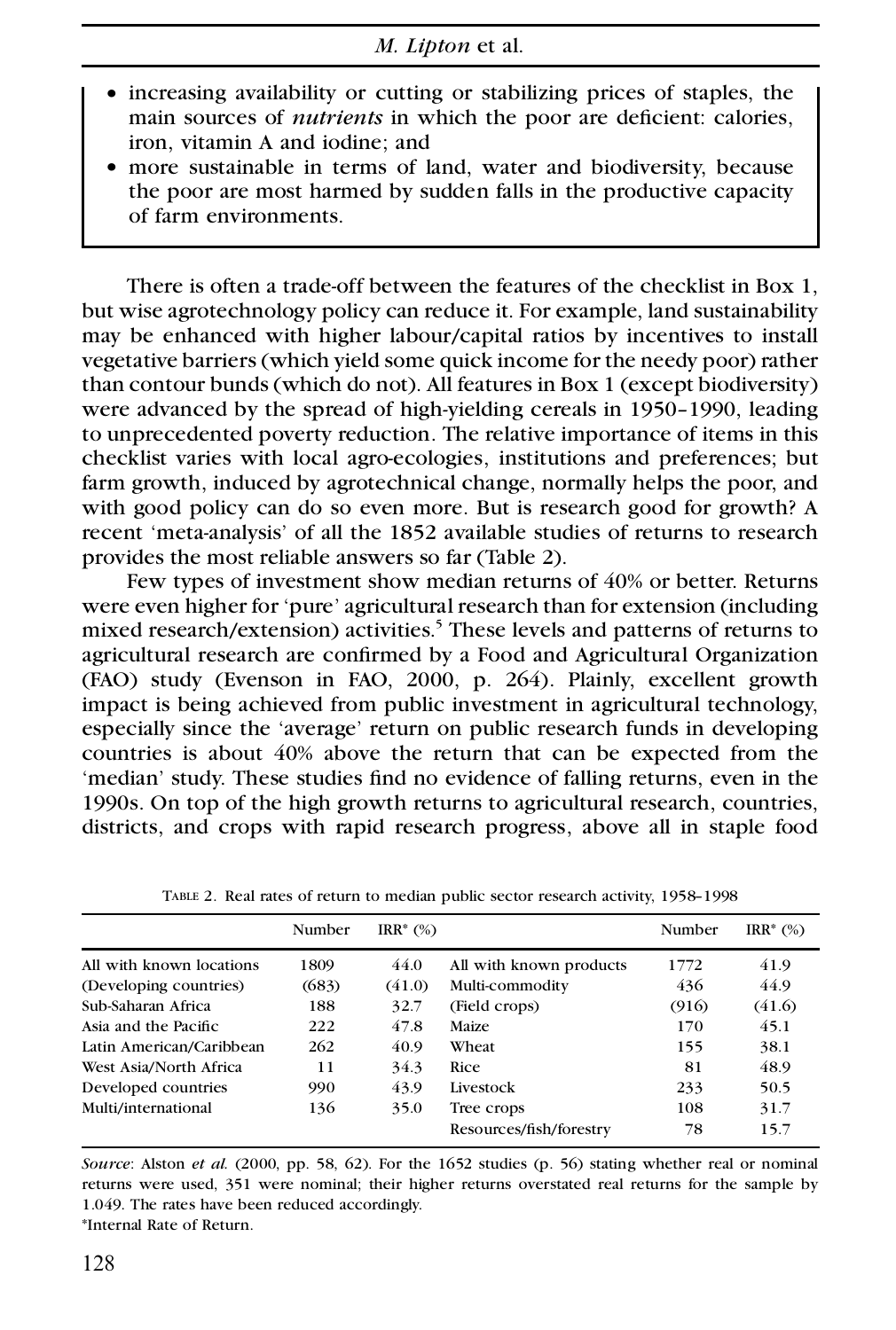- increasing availability or cutting or stabilizing prices of staples, the main sources of *nutrients* in which the poor are deficient: calories, iron, vitamin A and iodine; and
- more sustainable in terms of land, water and biodiversity, because the poor are most harmed by sudden falls in the productive capacity of farm environments.

There is often a trade-off between the features of the checklist in Box 1, but wise agrotechnology policy can reduce it. For example, land sustainability may be enhanced with higher labour/capital ratios by incentives to install vegetative barriers (which yield some quick income for the needy poor) rather than contour bunds (which do not). All features in Box 1 (except biodiversity) were advanced by the spread of high-yielding cereals in 1950–1990, leading to unprecedented poverty reduction. The relative importance of items in this checklist varies with local agro-ecologies, institutions and preferences; but farm growth, induced by agrotechnical change, normally helps the poor, and with good policy can do so even more. But is research good for growth? A recent 'meta-analysis' of all the 1852 available studies of returns to research provides the most reliable answers so far (Table 2).

Few types of investment show median returns of 40% or better. Returns were even higher for 'pure' agricultural research than for extension (including mixed research/extension) activities.[5] These levels and patterns of returns to agricultural research are confirmed by a Food and Agricultural Organization (FAO) study (Evenson in FAO, 2000, p. 264). Plainly, excellent growth impact is being achieved from public investment in agricultural technology, especially since the 'average' return on public research funds in developing countries is about 40% above the return that can be expected from the 'median' study. These studies find no evidence of falling returns, even in the 1990s. On top of the high growth returns to agricultural research, countries, districts, and crops with rapid research progress, above all in staple food

TABLE 2. Real rates of return to median public sector research activity, 1958–1998

| | Number | IRR* (%) | | Number | IRR* (%) |
|---|---|---|---|---|---|
| All with known locations | 1809 | 44.0 | All with known products | 1772 | 41.9 |
| (Developing countries) | (683) | (41.0) | Multi-commodity | 436 | 44.9 |
| Sub-Saharan Africa | 188 | 32.7 | (Field crops) | (916) | (41.6) |
| Asia and the Pacific | 222 | 47.8 | Maize | 170 | 45.1 |
| Latin American/Caribbean | 262 | 40.9 | Wheat | 155 | 38.1 |
| West Asia/North Africa | 11 | 34.3 | Rice | 81 | 48.9 |
| Developed countries | 990 | 43.9 | Livestock | 233 | 50.5 |
| Multi/international | 136 | 35.0 | Tree crops | 108 | 31.7 |
| | | | Resources/fish/forestry | 78 | 15.7 |

*Source*: Alston *et al.* (2000, pp. 58, 62). For the 1652 studies (p. 56) stating whether real or nominal returns were used, 351 were nominal; their higher returns overstated real returns for the sample by 1.049. The rates have been reduced accordingly.

*Internal Rate of Return.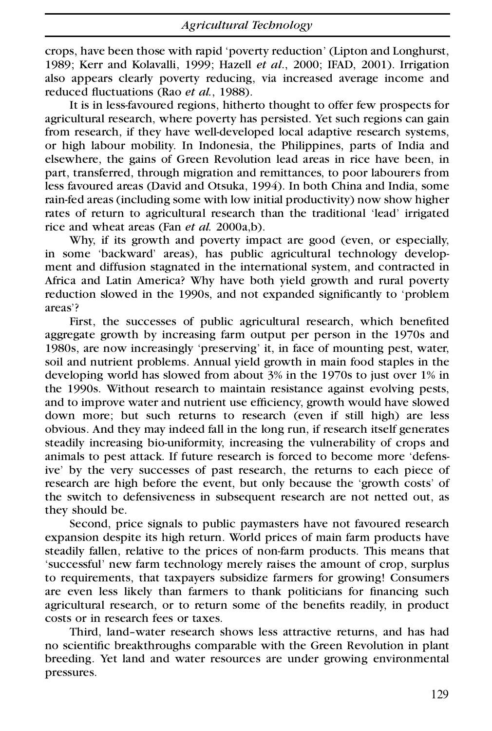crops, have been those with rapid 'poverty reduction' (Lipton and Longhurst, 1989; Kerr and Kolavalli, 1999; Hazell *et al.*, 2000; IFAD, 2001). Irrigation also appears clearly poverty reducing, via increased average income and reduced fluctuations (Rao *et al.*, 1988).

It is in less-favoured regions, hitherto thought to offer few prospects for agricultural research, where poverty has persisted. Yet such regions can gain from research, if they have well-developed local adaptive research systems, or high labour mobility. In Indonesia, the Philippines, parts of India and elsewhere, the gains of Green Revolution lead areas in rice have been, in part, transferred, through migration and remittances, to poor labourers from less favoured areas (David and Otsuka, 1994). In both China and India, some rain-fed areas (including some with low initial productivity) now show higher rates of return to agricultural research than the traditional 'lead' irrigated rice and wheat areas (Fan *et al.* 2000a,b).

Why, if its growth and poverty impact are good (even, or especially, in some 'backward' areas), has public agricultural technology development and diffusion stagnated in the international system, and contracted in Africa and Latin America? Why have both yield growth and rural poverty reduction slowed in the 1990s, and not expanded significantly to 'problem areas'?

First, the successes of public agricultural research, which benefited aggregate growth by increasing farm output per person in the 1970s and 1980s, are now increasingly 'preserving' it, in face of mounting pest, water, soil and nutrient problems. Annual yield growth in main food staples in the developing world has slowed from about 3% in the 1970s to just over 1% in the 1990s. Without research to maintain resistance against evolving pests, and to improve water and nutrient use efficiency, growth would have slowed down more; but such returns to research (even if still high) are less obvious. And they may indeed fall in the long run, if research itself generates steadily increasing bio-uniformity, increasing the vulnerability of crops and animals to pest attack. If future research is forced to become more 'defensive' by the very successes of past research, the returns to each piece of research are high before the event, but only because the 'growth costs' of the switch to defensiveness in subsequent research are not netted out, as they should be.

Second, price signals to public paymasters have not favoured research expansion despite its high return. World prices of main farm products have steadily fallen, relative to the prices of non-farm products. This means that 'successful' new farm technology merely raises the amount of crop, surplus to requirements, that taxpayers subsidize farmers for growing! Consumers are even less likely than farmers to thank politicians for financing such agricultural research, or to return some of the benefits readily, in product costs or in research fees or taxes.

Third, land–water research shows less attractive returns, and has had no scientific breakthroughs comparable with the Green Revolution in plant breeding. Yet land and water resources are under growing environmental pressures.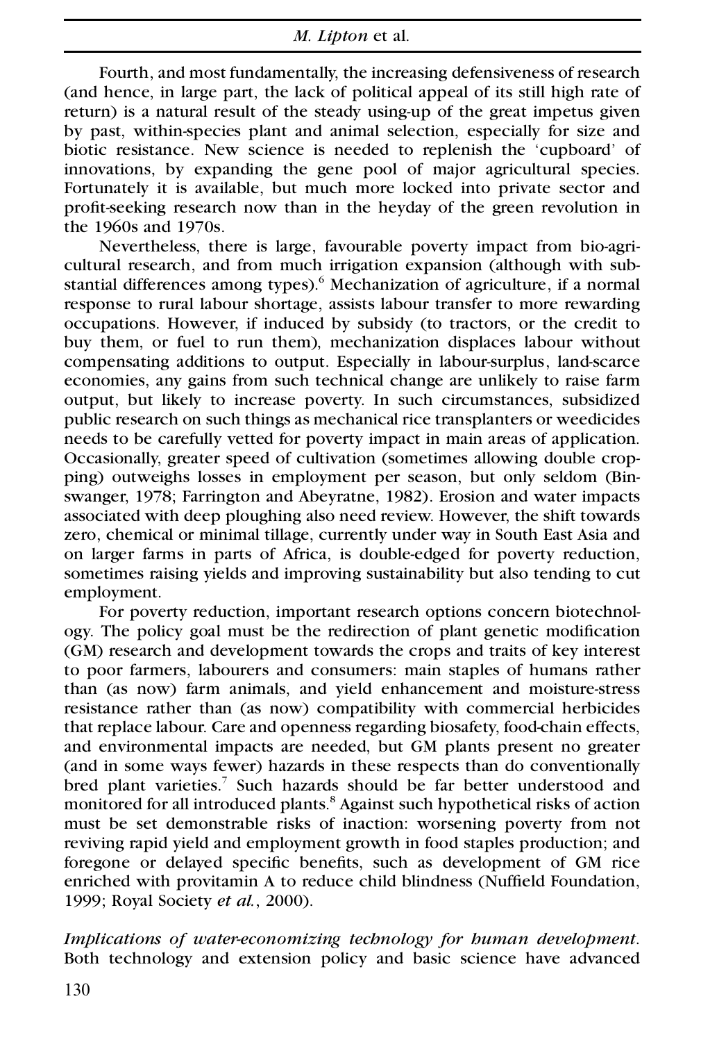Fourth, and most fundamentally, the increasing defensiveness of research (and hence, in large part, the lack of political appeal of its still high rate of return) is a natural result of the steady using-up of the great impetus given by past, within-species plant and animal selection, especially for size and biotic resistance. New science is needed to replenish the 'cupboard' of innovations, by expanding the gene pool of major agricultural species. Fortunately it is available, but much more locked into private sector and profit-seeking research now than in the heyday of the green revolution in the 1960s and 1970s.

Nevertheless, there is large, favourable poverty impact from bio-agricultural research, and from much irrigation expansion (although with substantial differences among types).[6] Mechanization of agriculture, if a normal response to rural labour shortage, assists labour transfer to more rewarding occupations. However, if induced by subsidy (to tractors, or the credit to buy them, or fuel to run them), mechanization displaces labour without compensating additions to output. Especially in labour-surplus, land-scarce economies, any gains from such technical change are unlikely to raise farm output, but likely to increase poverty. In such circumstances, subsidized public research on such things as mechanical rice transplanters or weedicides needs to be carefully vetted for poverty impact in main areas of application. Occasionally, greater speed of cultivation (sometimes allowing double cropping) outweighs losses in employment per season, but only seldom (Binswanger, 1978; Farrington and Abeyratne, 1982). Erosion and water impacts associated with deep ploughing also need review. However, the shift towards zero, chemical or minimal tillage, currently under way in South East Asia and on larger farms in parts of Africa, is double-edged for poverty reduction, sometimes raising yields and improving sustainability but also tending to cut employment.

For poverty reduction, important research options concern biotechnology. The policy goal must be the redirection of plant genetic modification (GM) research and development towards the crops and traits of key interest to poor farmers, labourers and consumers: main staples of humans rather than (as now) farm animals, and yield enhancement and moisture-stress resistance rather than (as now) compatibility with commercial herbicides that replace labour. Care and openness regarding biosafety, food-chain effects, and environmental impacts are needed, but GM plants present no greater (and in some ways fewer) hazards in these respects than do conventionally bred plant varieties.[7] Such hazards should be far better understood and monitored for all introduced plants.[8] Against such hypothetical risks of action must be set demonstrable risks of inaction: worsening poverty from not reviving rapid yield and employment growth in food staples production; and foregone or delayed specific benefits, such as development of GM rice enriched with provitamin A to reduce child blindness (Nuffield Foundation, 1999; Royal Society *et al.*, 2000).

*Implications of water-economizing technology for human development.* Both technology and extension policy and basic science have advanced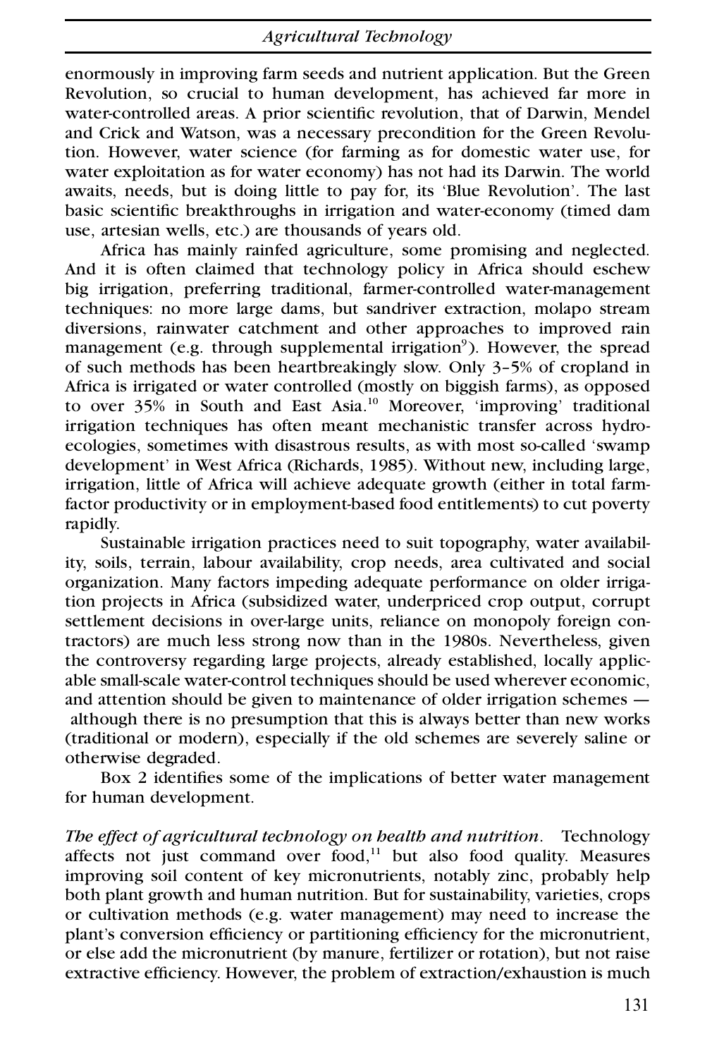enormously in improving farm seeds and nutrient application. But the Green Revolution, so crucial to human development, has achieved far more in water-controlled areas. A prior scientific revolution, that of Darwin, Mendel and Crick and Watson, was a necessary precondition for the Green Revolution. However, water science (for farming as for domestic water use, for water exploitation as for water economy) has not had its Darwin. The world awaits, needs, but is doing little to pay for, its 'Blue Revolution'. The last basic scientific breakthroughs in irrigation and water-economy (timed dam use, artesian wells, etc.) are thousands of years old.

Africa has mainly rainfed agriculture, some promising and neglected. And it is often claimed that technology policy in Africa should eschew big irrigation, preferring traditional, farmer-controlled water-management techniques: no more large dams, but sandriver extraction, molapo stream diversions, rainwater catchment and other approaches to improved rain management (e.g. through supplemental irrigation[9]). However, the spread of such methods has been heartbreakingly slow. Only 3–5% of cropland in Africa is irrigated or water controlled (mostly on biggish farms), as opposed to over 35% in South and East Asia.[10] Moreover, 'improving' traditional irrigation techniques has often meant mechanistic transfer across hydro-ecologies, sometimes with disastrous results, as with most so-called 'swamp development' in West Africa (Richards, 1985). Without new, including large, irrigation, little of Africa will achieve adequate growth (either in total farm-factor productivity or in employment-based food entitlements) to cut poverty rapidly.

Sustainable irrigation practices need to suit topography, water availability, soils, terrain, labour availability, crop needs, area cultivated and social organization. Many factors impeding adequate performance on older irrigation projects in Africa (subsidized water, underpriced crop output, corrupt settlement decisions in over-large units, reliance on monopoly foreign contractors) are much less strong now than in the 1980s. Nevertheless, given the controversy regarding large projects, already established, locally applicable small-scale water-control techniques should be used wherever economic, and attention should be given to maintenance of older irrigation schemes — although there is no presumption that this is always better than new works (traditional or modern), especially if the old schemes are severely saline or otherwise degraded.

Box 2 identifies some of the implications of better water management for human development.

*The effect of agricultural technology on health and nutrition*. Technology affects not just command over food,[11] but also food quality. Measures improving soil content of key micronutrients, notably zinc, probably help both plant growth and human nutrition. But for sustainability, varieties, crops or cultivation methods (e.g. water management) may need to increase the plant's conversion efficiency or partitioning efficiency for the micronutrient, or else add the micronutrient (by manure, fertilizer or rotation), but not raise extractive efficiency. However, the problem of extraction/exhaustion is much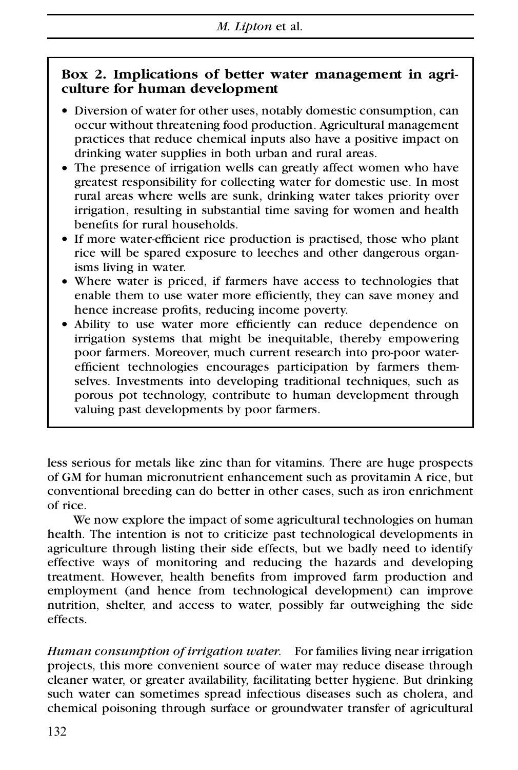**Box 2. Implications of better water management in agriculture for human development**

- Diversion of water for other uses, notably domestic consumption, can occur without threatening food production. Agricultural management practices that reduce chemical inputs also have a positive impact on drinking water supplies in both urban and rural areas.
- The presence of irrigation wells can greatly affect women who have greatest responsibility for collecting water for domestic use. In most rural areas where wells are sunk, drinking water takes priority over irrigation, resulting in substantial time saving for women and health benefits for rural households.
- If more water-efficient rice production is practised, those who plant rice will be spared exposure to leeches and other dangerous organisms living in water.
- Where water is priced, if farmers have access to technologies that enable them to use water more efficiently, they can save money and hence increase profits, reducing income poverty.
- Ability to use water more efficiently can reduce dependence on irrigation systems that might be inequitable, thereby empowering poor farmers. Moreover, much current research into pro-poor water-efficient technologies encourages participation by farmers themselves. Investments into developing traditional techniques, such as porous pot technology, contribute to human development through valuing past developments by poor farmers.

less serious for metals like zinc than for vitamins. There are huge prospects of GM for human micronutrient enhancement such as provitamin A rice, but conventional breeding can do better in other cases, such as iron enrichment of rice.

We now explore the impact of some agricultural technologies on human health. The intention is not to criticize past technological developments in agriculture through listing their side effects, but we badly need to identify effective ways of monitoring and reducing the hazards and developing treatment. However, health benefits from improved farm production and employment (and hence from technological development) can improve nutrition, shelter, and access to water, possibly far outweighing the side effects.

*Human consumption of irrigation water.* For families living near irrigation projects, this more convenient source of water may reduce disease through cleaner water, or greater availability, facilitating better hygiene. But drinking such water can sometimes spread infectious diseases such as cholera, and chemical poisoning through surface or groundwater transfer of agricultural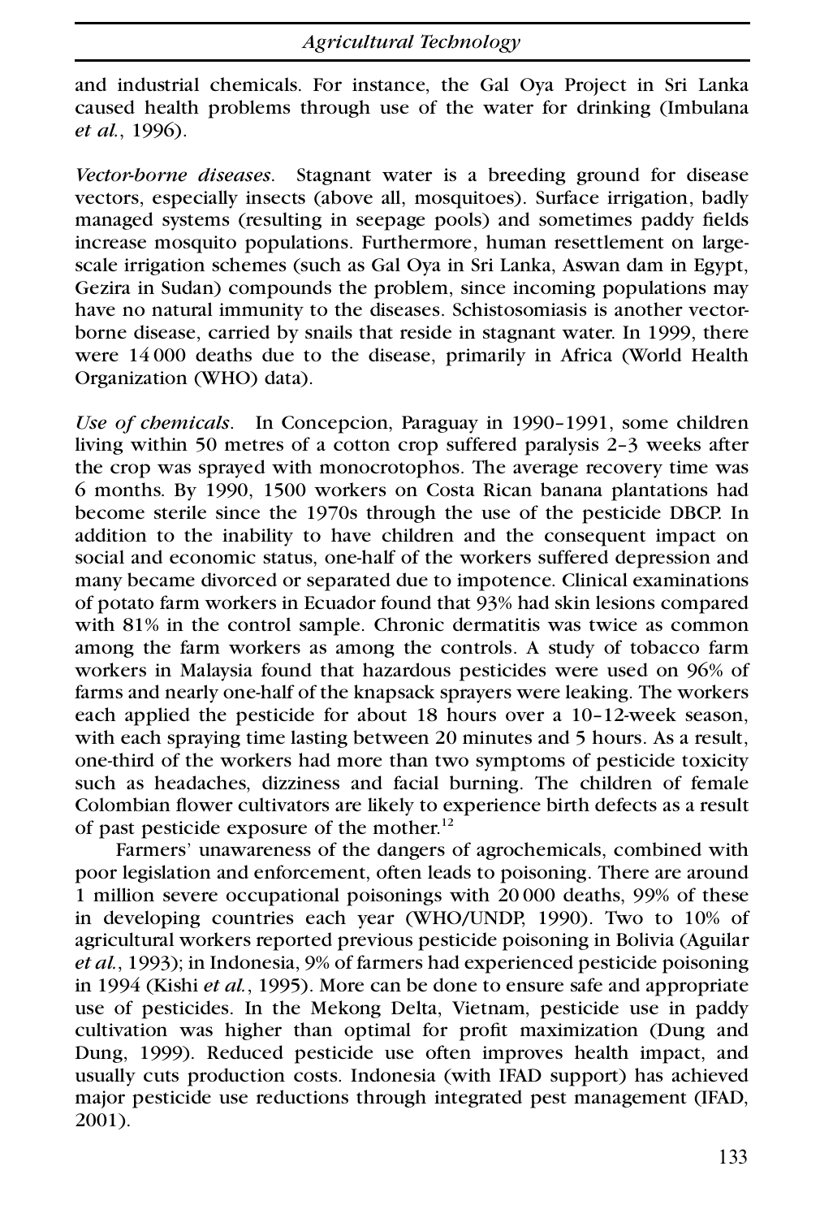and industrial chemicals. For instance, the Gal Oya Project in Sri Lanka caused health problems through use of the water for drinking (Imbulana *et al.*, 1996).

*Vector-borne diseases*. Stagnant water is a breeding ground for disease vectors, especially insects (above all, mosquitoes). Surface irrigation, badly managed systems (resulting in seepage pools) and sometimes paddy fields increase mosquito populations. Furthermore, human resettlement on large-scale irrigation schemes (such as Gal Oya in Sri Lanka, Aswan dam in Egypt, Gezira in Sudan) compounds the problem, since incoming populations may have no natural immunity to the diseases. Schistosomiasis is another vector-borne disease, carried by snails that reside in stagnant water. In 1999, there were 14 000 deaths due to the disease, primarily in Africa (World Health Organization (WHO) data).

*Use of chemicals*. In Concepcion, Paraguay in 1990–1991, some children living within 50 metres of a cotton crop suffered paralysis 2–3 weeks after the crop was sprayed with monocrotophos. The average recovery time was 6 months. By 1990, 1500 workers on Costa Rican banana plantations had become sterile since the 1970s through the use of the pesticide DBCP. In addition to the inability to have children and the consequent impact on social and economic status, one-half of the workers suffered depression and many became divorced or separated due to impotence. Clinical examinations of potato farm workers in Ecuador found that 93% had skin lesions compared with 81% in the control sample. Chronic dermatitis was twice as common among the farm workers as among the controls. A study of tobacco farm workers in Malaysia found that hazardous pesticides were used on 96% of farms and nearly one-half of the knapsack sprayers were leaking. The workers each applied the pesticide for about 18 hours over a 10–12-week season, with each spraying time lasting between 20 minutes and 5 hours. As a result, one-third of the workers had more than two symptoms of pesticide toxicity such as headaches, dizziness and facial burning. The children of female Colombian flower cultivators are likely to experience birth defects as a result of past pesticide exposure of the mother.[12]

Farmers' unawareness of the dangers of agrochemicals, combined with poor legislation and enforcement, often leads to poisoning. There are around 1 million severe occupational poisonings with 20 000 deaths, 99% of these in developing countries each year (WHO/UNDP, 1990). Two to 10% of agricultural workers reported previous pesticide poisoning in Bolivia (Aguilar *et al.*, 1993); in Indonesia, 9% of farmers had experienced pesticide poisoning in 1994 (Kishi *et al.*, 1995). More can be done to ensure safe and appropriate use of pesticides. In the Mekong Delta, Vietnam, pesticide use in paddy cultivation was higher than optimal for profit maximization (Dung and Dung, 1999). Reduced pesticide use often improves health impact, and usually cuts production costs. Indonesia (with IFAD support) has achieved major pesticide use reductions through integrated pest management (IFAD, 2001).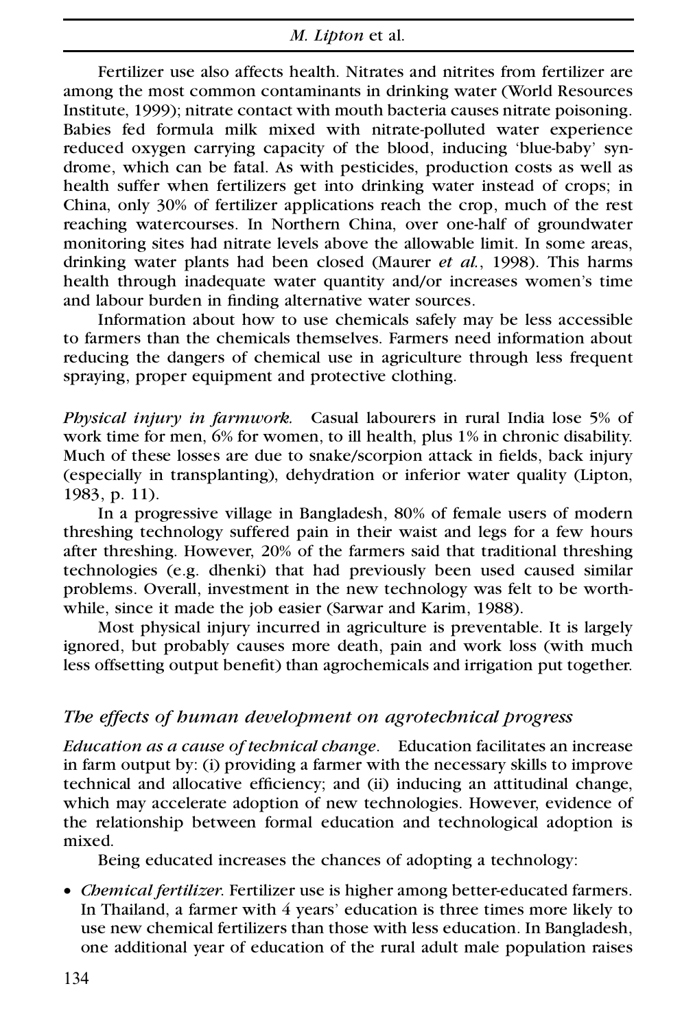Fertilizer use also affects health. Nitrates and nitrites from fertilizer are among the most common contaminants in drinking water (World Resources Institute, 1999); nitrate contact with mouth bacteria causes nitrate poisoning. Babies fed formula milk mixed with nitrate-polluted water experience reduced oxygen carrying capacity of the blood, inducing 'blue-baby' syndrome, which can be fatal. As with pesticides, production costs as well as health suffer when fertilizers get into drinking water instead of crops; in China, only 30% of fertilizer applications reach the crop, much of the rest reaching watercourses. In Northern China, over one-half of groundwater monitoring sites had nitrate levels above the allowable limit. In some areas, drinking water plants had been closed (Maurer *et al.*, 1998). This harms health through inadequate water quantity and/or increases women's time and labour burden in finding alternative water sources.

Information about how to use chemicals safely may be less accessible to farmers than the chemicals themselves. Farmers need information about reducing the dangers of chemical use in agriculture through less frequent spraying, proper equipment and protective clothing.

*Physical injury in farmwork.* Casual labourers in rural India lose 5% of work time for men, 6% for women, to ill health, plus 1% in chronic disability. Much of these losses are due to snake/scorpion attack in fields, back injury (especially in transplanting), dehydration or inferior water quality (Lipton, 1983, p. 11).

In a progressive village in Bangladesh, 80% of female users of modern threshing technology suffered pain in their waist and legs for a few hours after threshing. However, 20% of the farmers said that traditional threshing technologies (e.g. dhenki) that had previously been used caused similar problems. Overall, investment in the new technology was felt to be worthwhile, since it made the job easier (Sarwar and Karim, 1988).

Most physical injury incurred in agriculture is preventable. It is largely ignored, but probably causes more death, pain and work loss (with much less offsetting output benefit) than agrochemicals and irrigation put together.

### *The effects of human development on agrotechnical progress*

*Education as a cause of technical change.* Education facilitates an increase in farm output by: (i) providing a farmer with the necessary skills to improve technical and allocative efficiency; and (ii) inducing an attitudinal change, which may accelerate adoption of new technologies. However, evidence of the relationship between formal education and technological adoption is mixed.

Being educated increases the chances of adopting a technology:

- *Chemical fertilizer.* Fertilizer use is higher among better-educated farmers. In Thailand, a farmer with 4 years' education is three times more likely to use new chemical fertilizers than those with less education. In Bangladesh, one additional year of education of the rural adult male population raises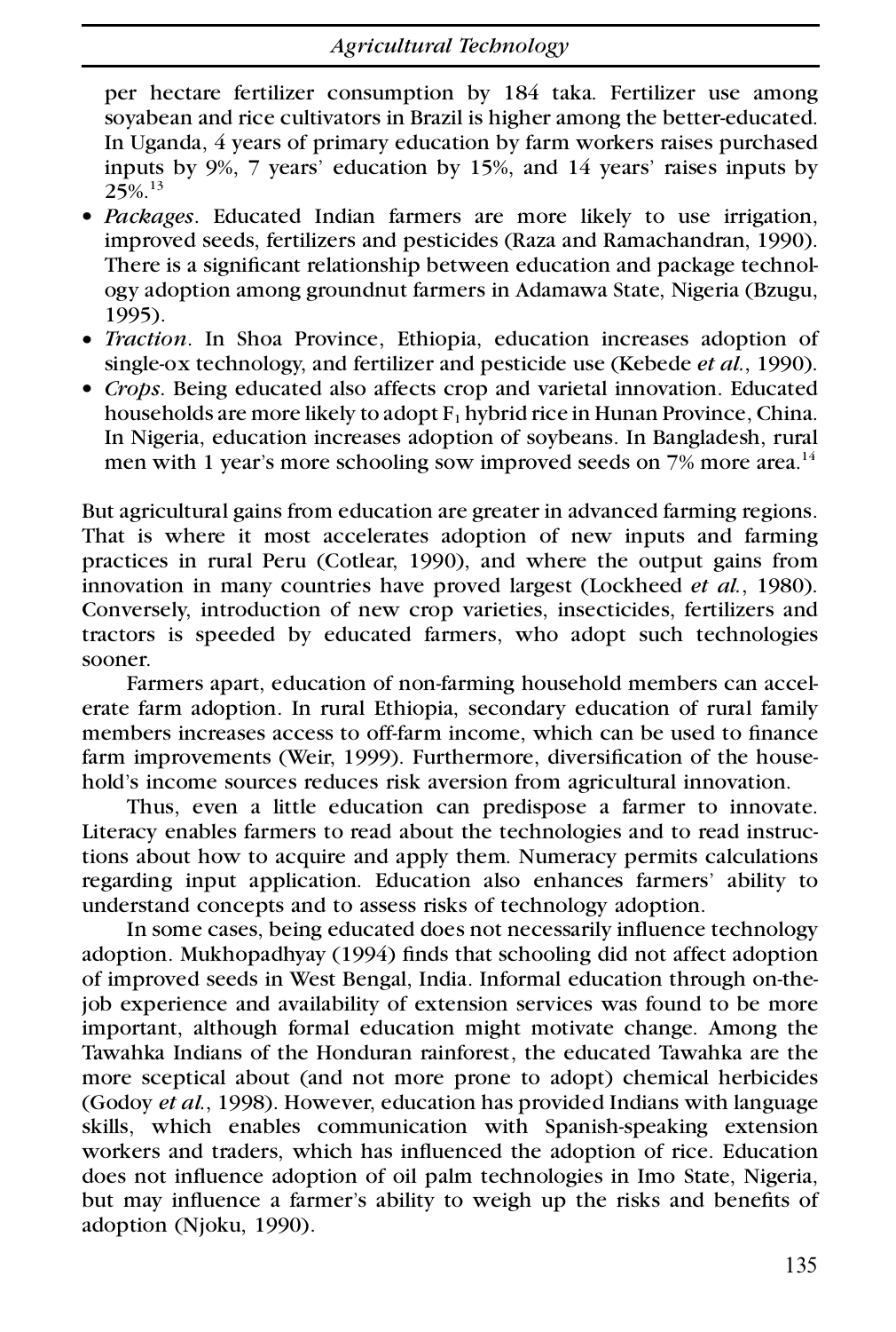per hectare fertilizer consumption by 184 taka. Fertilizer use among soyabean and rice cultivators in Brazil is higher among the better-educated. In Uganda, 4 years of primary education by farm workers raises purchased inputs by 9%, 7 years' education by 15%, and 14 years' raises inputs by 25%.[13]

- *Packages*. Educated Indian farmers are more likely to use irrigation, improved seeds, fertilizers and pesticides (Raza and Ramachandran, 1990). There is a significant relationship between education and package technology adoption among groundnut farmers in Adamawa State, Nigeria (Bzugu, 1995).
- *Traction*. In Shoa Province, Ethiopia, education increases adoption of single-ox technology, and fertilizer and pesticide use (Kebede *et al.*, 1990).
- *Crops*. Being educated also affects crop and varietal innovation. Educated households are more likely to adopt $F_1$ hybrid rice in Hunan Province, China. In Nigeria, education increases adoption of soybeans. In Bangladesh, rural men with 1 year's more schooling sow improved seeds on 7% more area.[14]

But agricultural gains from education are greater in advanced farming regions. That is where it most accelerates adoption of new inputs and farming practices in rural Peru (Cotlear, 1990), and where the output gains from innovation in many countries have proved largest (Lockheed *et al.*, 1980). Conversely, introduction of new crop varieties, insecticides, fertilizers and tractors is speeded by educated farmers, who adopt such technologies sooner.

Farmers apart, education of non-farming household members can accelerate farm adoption. In rural Ethiopia, secondary education of rural family members increases access to off-farm income, which can be used to finance farm improvements (Weir, 1999). Furthermore, diversification of the household's income sources reduces risk aversion from agricultural innovation.

Thus, even a little education can predispose a farmer to innovate. Literacy enables farmers to read about the technologies and to read instructions about how to acquire and apply them. Numeracy permits calculations regarding input application. Education also enhances farmers' ability to understand concepts and to assess risks of technology adoption.

In some cases, being educated does not necessarily influence technology adoption. Mukhopadhyay (1994) finds that schooling did not affect adoption of improved seeds in West Bengal, India. Informal education through on-the-job experience and availability of extension services was found to be more important, although formal education might motivate change. Among the Tawahka Indians of the Honduran rainforest, the educated Tawahka are the more sceptical about (and not more prone to adopt) chemical herbicides (Godoy *et al.*, 1998). However, education has provided Indians with language skills, which enables communication with Spanish-speaking extension workers and traders, which has influenced the adoption of rice. Education does not influence adoption of oil palm technologies in Imo State, Nigeria, but may influence a farmer's ability to weigh up the risks and benefits of adoption (Njoku, 1990).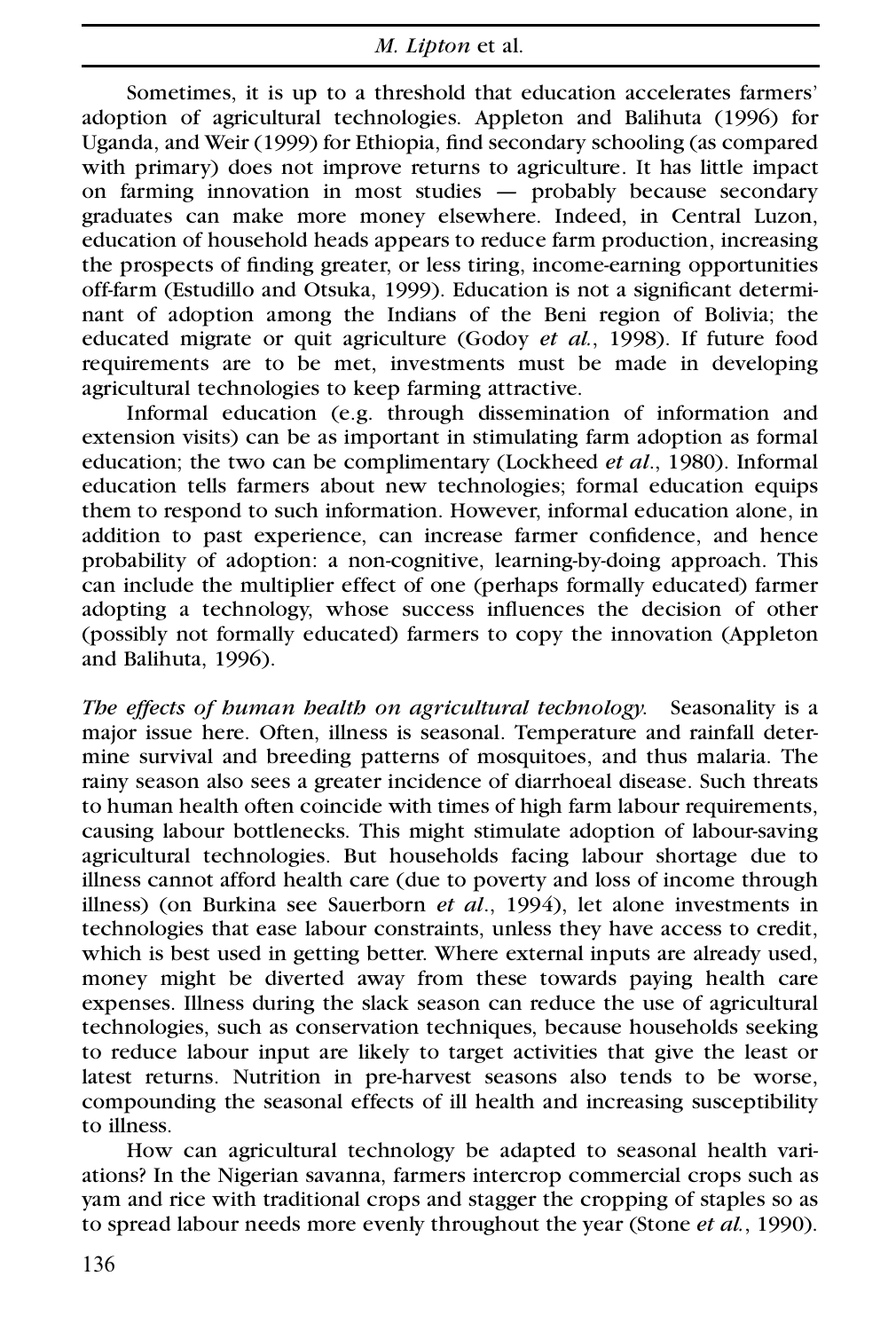Sometimes, it is up to a threshold that education accelerates farmers' adoption of agricultural technologies. Appleton and Balihuta (1996) for Uganda, and Weir (1999) for Ethiopia, find secondary schooling (as compared with primary) does not improve returns to agriculture. It has little impact on farming innovation in most studies — probably because secondary graduates can make more money elsewhere. Indeed, in Central Luzon, education of household heads appears to reduce farm production, increasing the prospects of finding greater, or less tiring, income-earning opportunities off-farm (Estudillo and Otsuka, 1999). Education is not a significant determinant of adoption among the Indians of the Beni region of Bolivia; the educated migrate or quit agriculture (Godoy *et al.*, 1998). If future food requirements are to be met, investments must be made in developing agricultural technologies to keep farming attractive.

Informal education (e.g. through dissemination of information and extension visits) can be as important in stimulating farm adoption as formal education; the two can be complimentary (Lockheed *et al*., 1980). Informal education tells farmers about new technologies; formal education equips them to respond to such information. However, informal education alone, in addition to past experience, can increase farmer confidence, and hence probability of adoption: a non-cognitive, learning-by-doing approach. This can include the multiplier effect of one (perhaps formally educated) farmer adopting a technology, whose success influences the decision of other (possibly not formally educated) farmers to copy the innovation (Appleton and Balihuta, 1996).

*The effects of human health on agricultural technology.* Seasonality is a major issue here. Often, illness is seasonal. Temperature and rainfall determine survival and breeding patterns of mosquitoes, and thus malaria. The rainy season also sees a greater incidence of diarrhoeal disease. Such threats to human health often coincide with times of high farm labour requirements, causing labour bottlenecks. This might stimulate adoption of labour-saving agricultural technologies. But households facing labour shortage due to illness cannot afford health care (due to poverty and loss of income through illness) (on Burkina see Sauerborn *et al*., 1994), let alone investments in technologies that ease labour constraints, unless they have access to credit, which is best used in getting better. Where external inputs are already used, money might be diverted away from these towards paying health care expenses. Illness during the slack season can reduce the use of agricultural technologies, such as conservation techniques, because households seeking to reduce labour input are likely to target activities that give the least or latest returns. Nutrition in pre-harvest seasons also tends to be worse, compounding the seasonal effects of ill health and increasing susceptibility to illness.

How can agricultural technology be adapted to seasonal health variations? In the Nigerian savanna, farmers intercrop commercial crops such as yam and rice with traditional crops and stagger the cropping of staples so as to spread labour needs more evenly throughout the year (Stone *et al.*, 1990).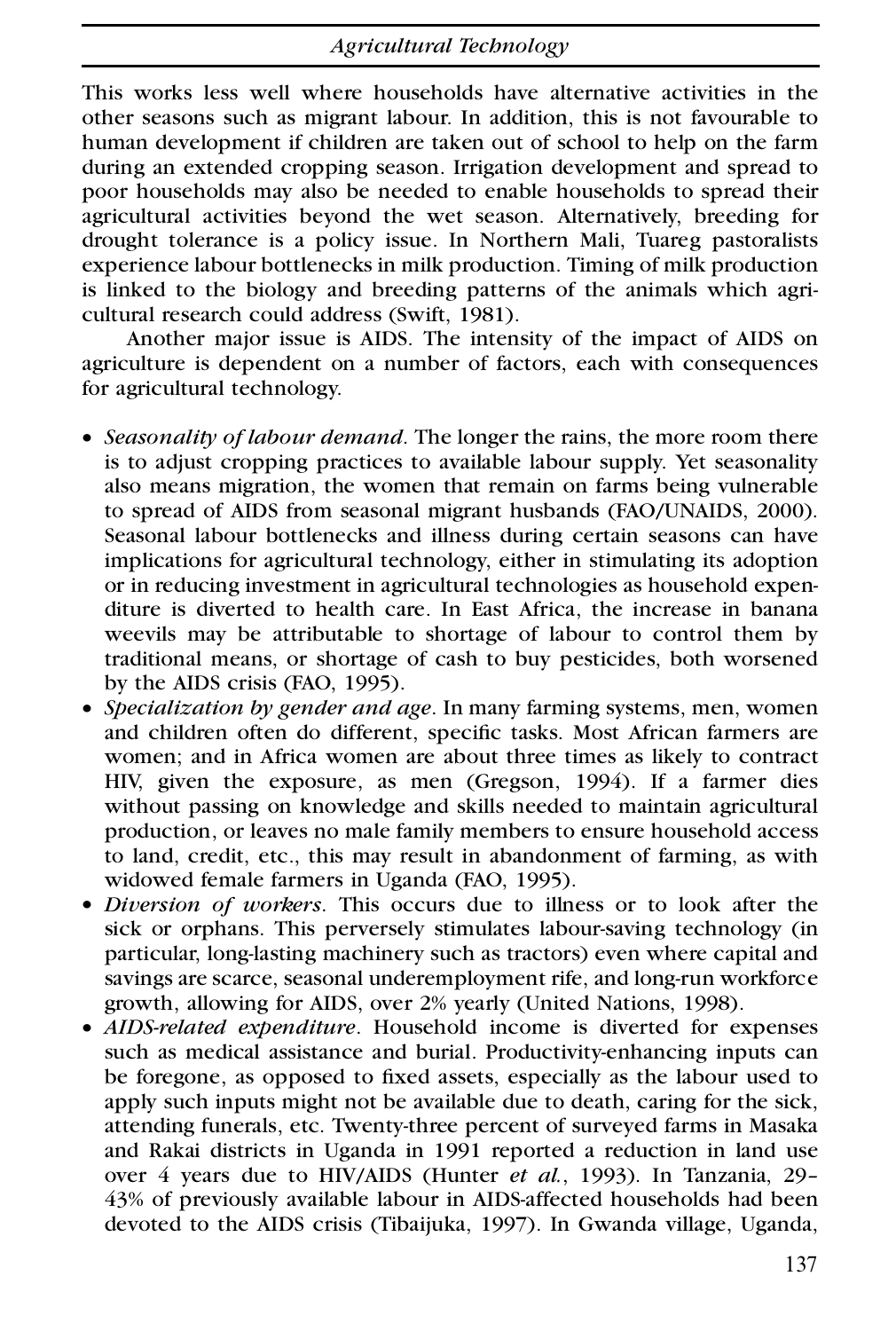This works less well where households have alternative activities in the other seasons such as migrant labour. In addition, this is not favourable to human development if children are taken out of school to help on the farm during an extended cropping season. Irrigation development and spread to poor households may also be needed to enable households to spread their agricultural activities beyond the wet season. Alternatively, breeding for drought tolerance is a policy issue. In Northern Mali, Tuareg pastoralists experience labour bottlenecks in milk production. Timing of milk production is linked to the biology and breeding patterns of the animals which agricultural research could address (Swift, 1981).

Another major issue is AIDS. The intensity of the impact of AIDS on agriculture is dependent on a number of factors, each with consequences for agricultural technology.

- *Seasonality of labour demand*. The longer the rains, the more room there is to adjust cropping practices to available labour supply. Yet seasonality also means migration, the women that remain on farms being vulnerable to spread of AIDS from seasonal migrant husbands (FAO/UNAIDS, 2000). Seasonal labour bottlenecks and illness during certain seasons can have implications for agricultural technology, either in stimulating its adoption or in reducing investment in agricultural technologies as household expenditure is diverted to health care. In East Africa, the increase in banana weevils may be attributable to shortage of labour to control them by traditional means, or shortage of cash to buy pesticides, both worsened by the AIDS crisis (FAO, 1995).
- *Specialization by gender and age*. In many farming systems, men, women and children often do different, specific tasks. Most African farmers are women; and in Africa women are about three times as likely to contract HIV, given the exposure, as men (Gregson, 1994). If a farmer dies without passing on knowledge and skills needed to maintain agricultural production, or leaves no male family members to ensure household access to land, credit, etc., this may result in abandonment of farming, as with widowed female farmers in Uganda (FAO, 1995).
- *Diversion of workers*. This occurs due to illness or to look after the sick or orphans. This perversely stimulates labour-saving technology (in particular, long-lasting machinery such as tractors) even where capital and savings are scarce, seasonal underemployment rife, and long-run workforce growth, allowing for AIDS, over 2% yearly (United Nations, 1998).
- *AIDS-related expenditure*. Household income is diverted for expenses such as medical assistance and burial. Productivity-enhancing inputs can be foregone, as opposed to fixed assets, especially as the labour used to apply such inputs might not be available due to death, caring for the sick, attending funerals, etc. Twenty-three percent of surveyed farms in Masaka and Rakai districts in Uganda in 1991 reported a reduction in land use over 4 years due to HIV/AIDS (Hunter *et al.*, 1993). In Tanzania, 29–43% of previously available labour in AIDS-affected households had been devoted to the AIDS crisis (Tibaijuka, 1997). In Gwanda village, Uganda,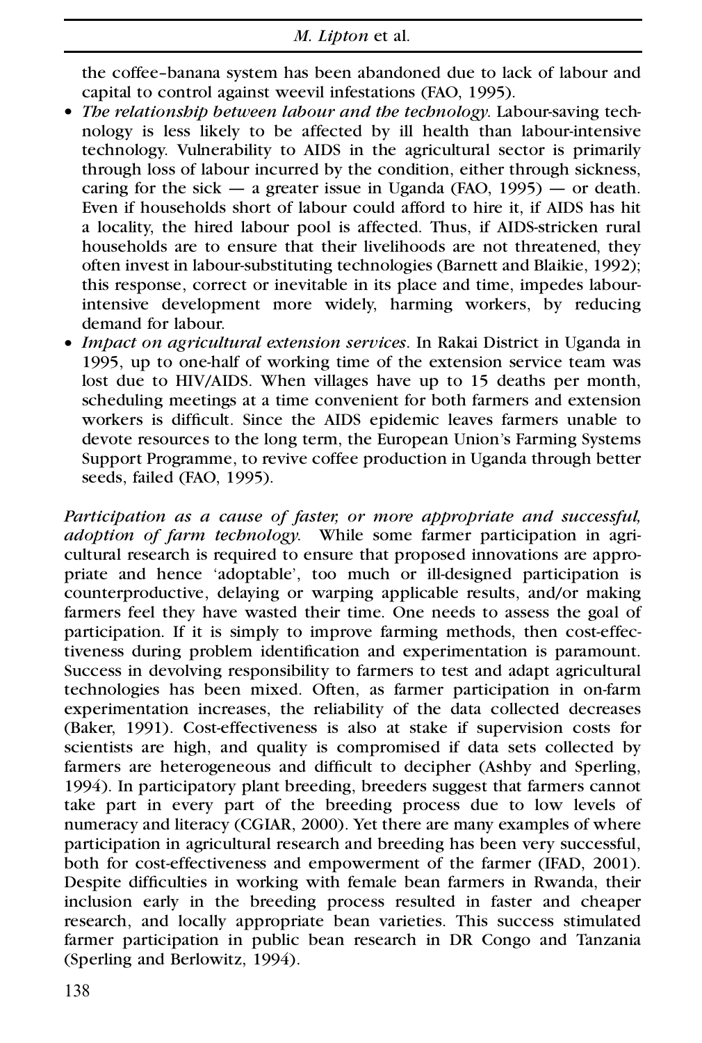the coffee–banana system has been abandoned due to lack of labour and capital to control against weevil infestations (FAO, 1995).

- *The relationship between labour and the technology.* Labour-saving technology is less likely to be affected by ill health than labour-intensive technology. Vulnerability to AIDS in the agricultural sector is primarily through loss of labour incurred by the condition, either through sickness, caring for the sick — a greater issue in Uganda (FAO, 1995) — or death. Even if households short of labour could afford to hire it, if AIDS has hit a locality, the hired labour pool is affected. Thus, if AIDS-stricken rural households are to ensure that their livelihoods are not threatened, they often invest in labour-substituting technologies (Barnett and Blaikie, 1992); this response, correct or inevitable in its place and time, impedes labour-intensive development more widely, harming workers, by reducing demand for labour.
- *Impact on agricultural extension services.* In Rakai District in Uganda in 1995, up to one-half of working time of the extension service team was lost due to HIV/AIDS. When villages have up to 15 deaths per month, scheduling meetings at a time convenient for both farmers and extension workers is difficult. Since the AIDS epidemic leaves farmers unable to devote resources to the long term, the European Union's Farming Systems Support Programme, to revive coffee production in Uganda through better seeds, failed (FAO, 1995).

*Participation as a cause of faster, or more appropriate and successful, adoption of farm technology.* While some farmer participation in agricultural research is required to ensure that proposed innovations are appropriate and hence 'adoptable', too much or ill-designed participation is counterproductive, delaying or warping applicable results, and/or making farmers feel they have wasted their time. One needs to assess the goal of participation. If it is simply to improve farming methods, then cost-effectiveness during problem identification and experimentation is paramount. Success in devolving responsibility to farmers to test and adapt agricultural technologies has been mixed. Often, as farmer participation in on-farm experimentation increases, the reliability of the data collected decreases (Baker, 1991). Cost-effectiveness is also at stake if supervision costs for scientists are high, and quality is compromised if data sets collected by farmers are heterogeneous and difficult to decipher (Ashby and Sperling, 1994). In participatory plant breeding, breeders suggest that farmers cannot take part in every part of the breeding process due to low levels of numeracy and literacy (CGIAR, 2000). Yet there are many examples of where participation in agricultural research and breeding has been very successful, both for cost-effectiveness and empowerment of the farmer (IFAD, 2001). Despite difficulties in working with female bean farmers in Rwanda, their inclusion early in the breeding process resulted in faster and cheaper research, and locally appropriate bean varieties. This success stimulated farmer participation in public bean research in DR Congo and Tanzania (Sperling and Berlowitz, 1994).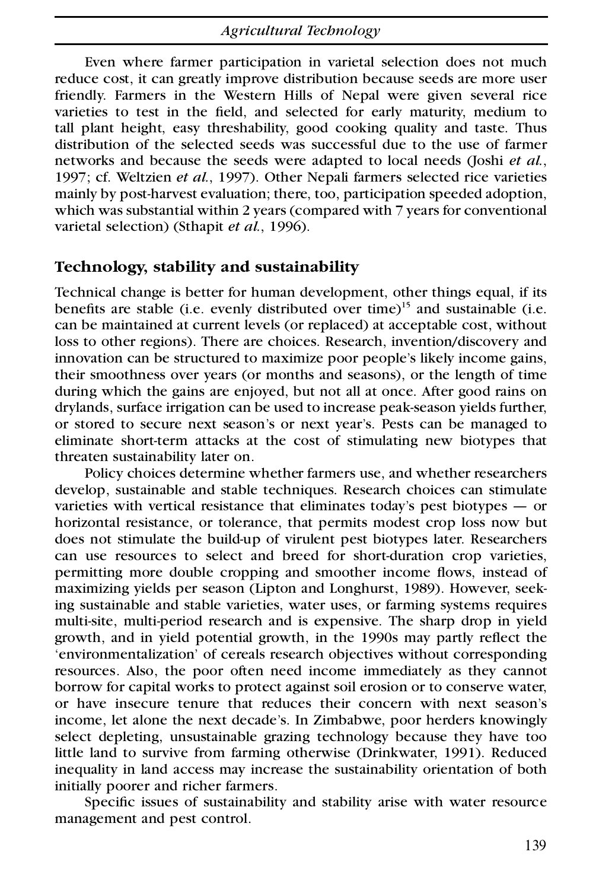Even where farmer participation in varietal selection does not much reduce cost, it can greatly improve distribution because seeds are more user friendly. Farmers in the Western Hills of Nepal were given several rice varieties to test in the field, and selected for early maturity, medium to tall plant height, easy threshability, good cooking quality and taste. Thus distribution of the selected seeds was successful due to the use of farmer networks and because the seeds were adapted to local needs (Joshi *et al.*, 1997; cf. Weltzien *et al.*, 1997). Other Nepali farmers selected rice varieties mainly by post-harvest evaluation; there, too, participation speeded adoption, which was substantial within 2 years (compared with 7 years for conventional varietal selection) (Sthapit *et al.*, 1996).

## Technology, stability and sustainability

Technical change is better for human development, other things equal, if its benefits are stable (i.e. evenly distributed over time)[15] and sustainable (i.e. can be maintained at current levels (or replaced) at acceptable cost, without loss to other regions). There are choices. Research, invention/discovery and innovation can be structured to maximize poor people's likely income gains, their smoothness over years (or months and seasons), or the length of time during which the gains are enjoyed, but not all at once. After good rains on drylands, surface irrigation can be used to increase peak-season yields further, or stored to secure next season's or next year's. Pests can be managed to eliminate short-term attacks at the cost of stimulating new biotypes that threaten sustainability later on.

Policy choices determine whether farmers use, and whether researchers develop, sustainable and stable techniques. Research choices can stimulate varieties with vertical resistance that eliminates today's pest biotypes — or horizontal resistance, or tolerance, that permits modest crop loss now but does not stimulate the build-up of virulent pest biotypes later. Researchers can use resources to select and breed for short-duration crop varieties, permitting more double cropping and smoother income flows, instead of maximizing yields per season (Lipton and Longhurst, 1989). However, seeking sustainable and stable varieties, water uses, or farming systems requires multi-site, multi-period research and is expensive. The sharp drop in yield growth, and in yield potential growth, in the 1990s may partly reflect the 'environmentalization' of cereals research objectives without corresponding resources. Also, the poor often need income immediately as they cannot borrow for capital works to protect against soil erosion or to conserve water, or have insecure tenure that reduces their concern with next season's income, let alone the next decade's. In Zimbabwe, poor herders knowingly select depleting, unsustainable grazing technology because they have too little land to survive from farming otherwise (Drinkwater, 1991). Reduced inequality in land access may increase the sustainability orientation of both initially poorer and richer farmers.

Specific issues of sustainability and stability arise with water resource management and pest control.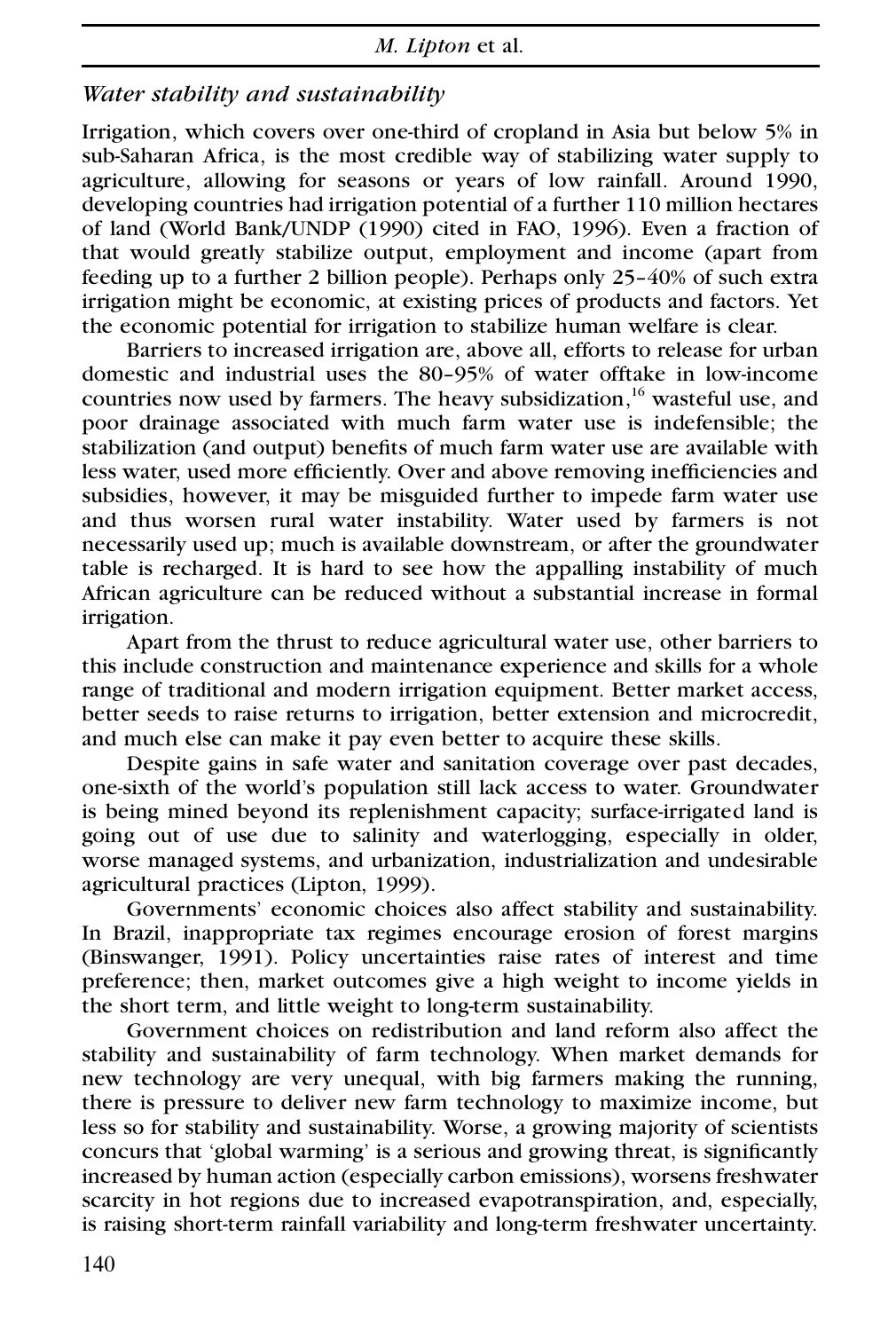## *Water stability and sustainability*

Irrigation, which covers over one-third of cropland in Asia but below 5% in sub-Saharan Africa, is the most credible way of stabilizing water supply to agriculture, allowing for seasons or years of low rainfall. Around 1990, developing countries had irrigation potential of a further 110 million hectares of land (World Bank/UNDP (1990) cited in FAO, 1996). Even a fraction of that would greatly stabilize output, employment and income (apart from feeding up to a further 2 billion people). Perhaps only 25–40% of such extra irrigation might be economic, at existing prices of products and factors. Yet the economic potential for irrigation to stabilize human welfare is clear.

Barriers to increased irrigation are, above all, efforts to release for urban domestic and industrial uses the 80–95% of water offtake in low-income countries now used by farmers. The heavy subsidization,[16] wasteful use, and poor drainage associated with much farm water use is indefensible; the stabilization (and output) benefits of much farm water use are available with less water, used more efficiently. Over and above removing inefficiencies and subsidies, however, it may be misguided further to impede farm water use and thus worsen rural water instability. Water used by farmers is not necessarily used up; much is available downstream, or after the groundwater table is recharged. It is hard to see how the appalling instability of much African agriculture can be reduced without a substantial increase in formal irrigation.

Apart from the thrust to reduce agricultural water use, other barriers to this include construction and maintenance experience and skills for a whole range of traditional and modern irrigation equipment. Better market access, better seeds to raise returns to irrigation, better extension and microcredit, and much else can make it pay even better to acquire these skills.

Despite gains in safe water and sanitation coverage over past decades, one-sixth of the world's population still lack access to water. Groundwater is being mined beyond its replenishment capacity; surface-irrigated land is going out of use due to salinity and waterlogging, especially in older, worse managed systems, and urbanization, industrialization and undesirable agricultural practices (Lipton, 1999).

Governments' economic choices also affect stability and sustainability. In Brazil, inappropriate tax regimes encourage erosion of forest margins (Binswanger, 1991). Policy uncertainties raise rates of interest and time preference; then, market outcomes give a high weight to income yields in the short term, and little weight to long-term sustainability.

Government choices on redistribution and land reform also affect the stability and sustainability of farm technology. When market demands for new technology are very unequal, with big farmers making the running, there is pressure to deliver new farm technology to maximize income, but less so for stability and sustainability. Worse, a growing majority of scientists concurs that 'global warming' is a serious and growing threat, is significantly increased by human action (especially carbon emissions), worsens freshwater scarcity in hot regions due to increased evapotranspiration, and, especially, is raising short-term rainfall variability and long-term freshwater uncertainty.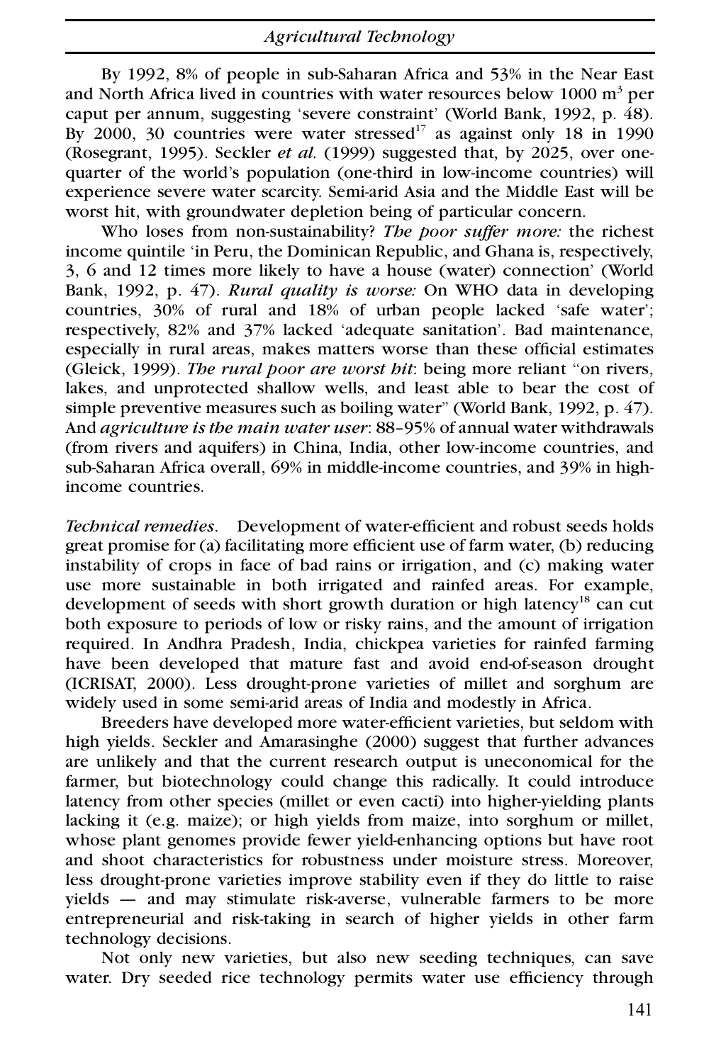By 1992, 8% of people in sub-Saharan Africa and 53% in the Near East and North Africa lived in countries with water resources below 1000 $m^3$ per caput per annum, suggesting 'severe constraint' (World Bank, 1992, p. 48). By 2000, 30 countries were water stressed[17] as against only 18 in 1990 (Rosegrant, 1995). Seckler *et al.* (1999) suggested that, by 2025, over one-quarter of the world's population (one-third in low-income countries) will experience severe water scarcity. Semi-arid Asia and the Middle East will be worst hit, with groundwater depletion being of particular concern.

Who loses from non-sustainability? *The poor suffer more:* the richest income quintile 'in Peru, the Dominican Republic, and Ghana is, respectively, 3, 6 and 12 times more likely to have a house (water) connection' (World Bank, 1992, p. 47). *Rural quality is worse:* On WHO data in developing countries, 30% of rural and 18% of urban people lacked 'safe water'; respectively, 82% and 37% lacked 'adequate sanitation'. Bad maintenance, especially in rural areas, makes matters worse than these official estimates (Gleick, 1999). *The rural poor are worst hit*: being more reliant "on rivers, lakes, and unprotected shallow wells, and least able to bear the cost of simple preventive measures such as boiling water" (World Bank, 1992, p. 47). And *agriculture is the main water user*: 88–95% of annual water withdrawals (from rivers and aquifers) in China, India, other low-income countries, and sub-Saharan Africa overall, 69% in middle-income countries, and 39% in high-income countries.

*Technical remedies*. Development of water-efficient and robust seeds holds great promise for (a) facilitating more efficient use of farm water, (b) reducing instability of crops in face of bad rains or irrigation, and (c) making water use more sustainable in both irrigated and rainfed areas. For example, development of seeds with short growth duration or high latency[18] can cut both exposure to periods of low or risky rains, and the amount of irrigation required. In Andhra Pradesh, India, chickpea varieties for rainfed farming have been developed that mature fast and avoid end-of-season drought (ICRISAT, 2000). Less drought-prone varieties of millet and sorghum are widely used in some semi-arid areas of India and modestly in Africa.

Breeders have developed more water-efficient varieties, but seldom with high yields. Seckler and Amarasinghe (2000) suggest that further advances are unlikely and that the current research output is uneconomical for the farmer, but biotechnology could change this radically. It could introduce latency from other species (millet or even cacti) into higher-yielding plants lacking it (e.g. maize); or high yields from maize, into sorghum or millet, whose plant genomes provide fewer yield-enhancing options but have root and shoot characteristics for robustness under moisture stress. Moreover, less drought-prone varieties improve stability even if they do little to raise yields — and may stimulate risk-averse, vulnerable farmers to be more entrepreneurial and risk-taking in search of higher yields in other farm technology decisions.

Not only new varieties, but also new seeding techniques, can save water. Dry seeded rice technology permits water use efficiency through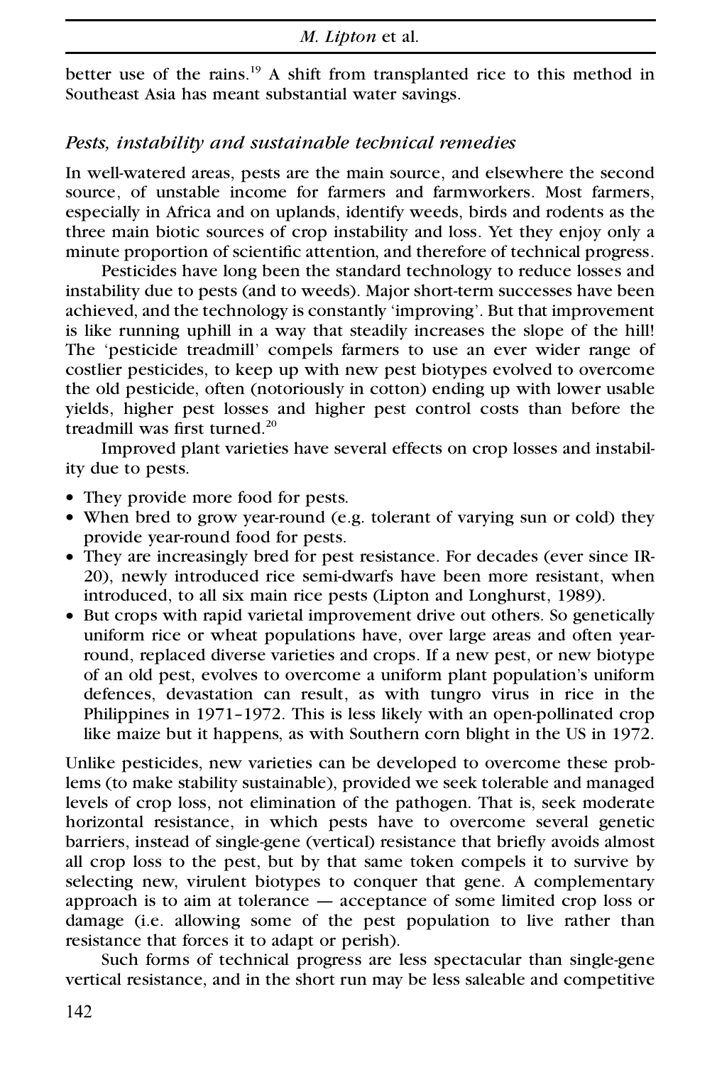better use of the rains.[19] A shift from transplanted rice to this method in Southeast Asia has meant substantial water savings.

### *Pests, instability and sustainable technical remedies*

In well-watered areas, pests are the main source, and elsewhere the second source, of unstable income for farmers and farmworkers. Most farmers, especially in Africa and on uplands, identify weeds, birds and rodents as the three main biotic sources of crop instability and loss. Yet they enjoy only a minute proportion of scientific attention, and therefore of technical progress.

Pesticides have long been the standard technology to reduce losses and instability due to pests (and to weeds). Major short-term successes have been achieved, and the technology is constantly 'improving'. But that improvement is like running uphill in a way that steadily increases the slope of the hill! The 'pesticide treadmill' compels farmers to use an ever wider range of costlier pesticides, to keep up with new pest biotypes evolved to overcome the old pesticide, often (notoriously in cotton) ending up with lower usable yields, higher pest losses and higher pest control costs than before the treadmill was first turned.[20]

Improved plant varieties have several effects on crop losses and instability due to pests.

- They provide more food for pests.
- When bred to grow year-round (e.g. tolerant of varying sun or cold) they provide year-round food for pests.
- They are increasingly bred for pest resistance. For decades (ever since IR-20), newly introduced rice semi-dwarfs have been more resistant, when introduced, to all six main rice pests (Lipton and Longhurst, 1989).
- But crops with rapid varietal improvement drive out others. So genetically uniform rice or wheat populations have, over large areas and often year-round, replaced diverse varieties and crops. If a new pest, or new biotype of an old pest, evolves to overcome a uniform plant population's uniform defences, devastation can result, as with tungro virus in rice in the Philippines in 1971–1972. This is less likely with an open-pollinated crop like maize but it happens, as with Southern corn blight in the US in 1972.

Unlike pesticides, new varieties can be developed to overcome these problems (to make stability sustainable), provided we seek tolerable and managed levels of crop loss, not elimination of the pathogen. That is, seek moderate horizontal resistance, in which pests have to overcome several genetic barriers, instead of single-gene (vertical) resistance that briefly avoids almost all crop loss to the pest, but by that same token compels it to survive by selecting new, virulent biotypes to conquer that gene. A complementary approach is to aim at tolerance — acceptance of some limited crop loss or damage (i.e. allowing some of the pest population to live rather than resistance that forces it to adapt or perish).

Such forms of technical progress are less spectacular than single-gene vertical resistance, and in the short run may be less saleable and competitive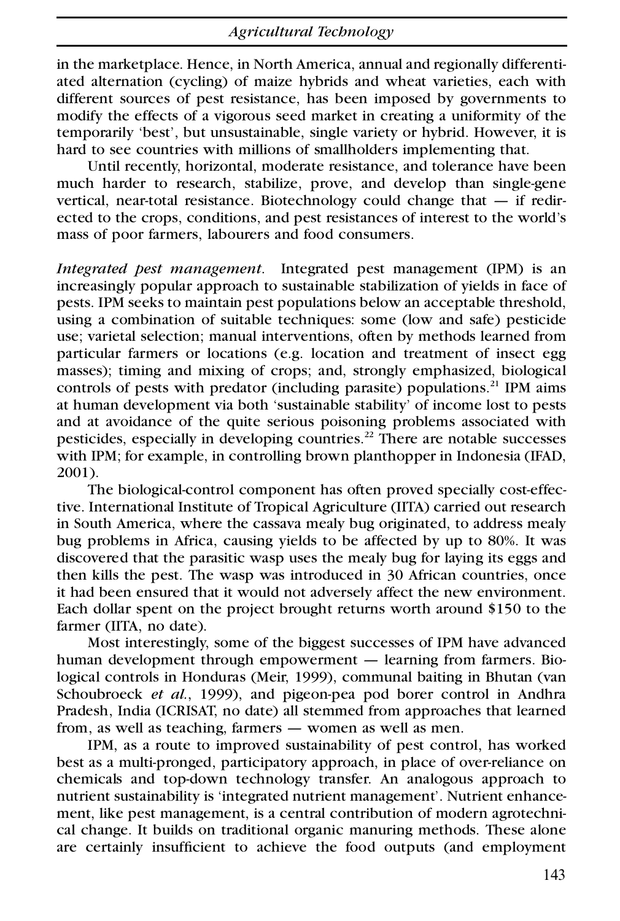in the marketplace. Hence, in North America, annual and regionally differentiated alternation (cycling) of maize hybrids and wheat varieties, each with different sources of pest resistance, has been imposed by governments to modify the effects of a vigorous seed market in creating a uniformity of the temporarily 'best', but unsustainable, single variety or hybrid. However, it is hard to see countries with millions of smallholders implementing that.

Until recently, horizontal, moderate resistance, and tolerance have been much harder to research, stabilize, prove, and develop than single-gene vertical, near-total resistance. Biotechnology could change that — if redirected to the crops, conditions, and pest resistances of interest to the world's mass of poor farmers, labourers and food consumers.

*Integrated pest management*. Integrated pest management (IPM) is an increasingly popular approach to sustainable stabilization of yields in face of pests. IPM seeks to maintain pest populations below an acceptable threshold, using a combination of suitable techniques: some (low and safe) pesticide use; varietal selection; manual interventions, often by methods learned from particular farmers or locations (e.g. location and treatment of insect egg masses); timing and mixing of crops; and, strongly emphasized, biological controls of pests with predator (including parasite) populations.[21] IPM aims at human development via both 'sustainable stability' of income lost to pests and at avoidance of the quite serious poisoning problems associated with pesticides, especially in developing countries.[22] There are notable successes with IPM; for example, in controlling brown planthopper in Indonesia (IFAD, 2001).

The biological-control component has often proved specially cost-effective. International Institute of Tropical Agriculture (IITA) carried out research in South America, where the cassava mealy bug originated, to address mealy bug problems in Africa, causing yields to be affected by up to 80%. It was discovered that the parasitic wasp uses the mealy bug for laying its eggs and then kills the pest. The wasp was introduced in 30 African countries, once it had been ensured that it would not adversely affect the new environment. Each dollar spent on the project brought returns worth around $150 to the farmer (IITA, no date).

Most interestingly, some of the biggest successes of IPM have advanced human development through empowerment — learning from farmers. Biological controls in Honduras (Meir, 1999), communal baiting in Bhutan (van Schoubroeck *et al.*, 1999), and pigeon-pea pod borer control in Andhra Pradesh, India (ICRISAT, no date) all stemmed from approaches that learned from, as well as teaching, farmers — women as well as men.

IPM, as a route to improved sustainability of pest control, has worked best as a multi-pronged, participatory approach, in place of over-reliance on chemicals and top-down technology transfer. An analogous approach to nutrient sustainability is 'integrated nutrient management'. Nutrient enhancement, like pest management, is a central contribution of modern agrotechnical change. It builds on traditional organic manuring methods. These alone are certainly insufficient to achieve the food outputs (and employment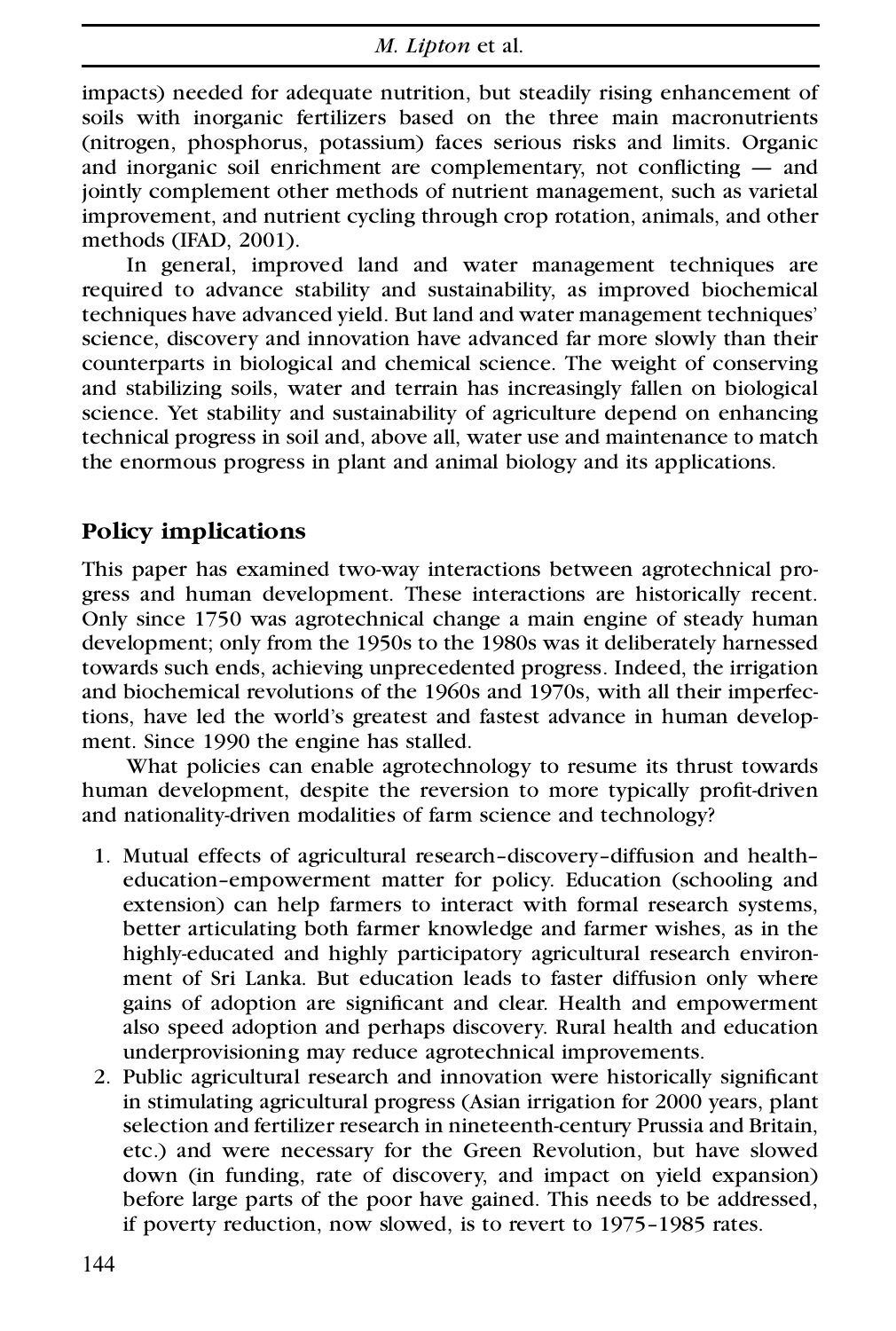impacts) needed for adequate nutrition, but steadily rising enhancement of soils with inorganic fertilizers based on the three main macronutrients (nitrogen, phosphorus, potassium) faces serious risks and limits. Organic and inorganic soil enrichment are complementary, not conflicting — and jointly complement other methods of nutrient management, such as varietal improvement, and nutrient cycling through crop rotation, animals, and other methods (IFAD, 2001).

In general, improved land and water management techniques are required to advance stability and sustainability, as improved biochemical techniques have advanced yield. But land and water management techniques' science, discovery and innovation have advanced far more slowly than their counterparts in biological and chemical science. The weight of conserving and stabilizing soils, water and terrain has increasingly fallen on biological science. Yet stability and sustainability of agriculture depend on enhancing technical progress in soil and, above all, water use and maintenance to match the enormous progress in plant and animal biology and its applications.

## Policy implications

This paper has examined two-way interactions between agrotechnical progress and human development. These interactions are historically recent. Only since 1750 was agrotechnical change a main engine of steady human development; only from the 1950s to the 1980s was it deliberately harnessed towards such ends, achieving unprecedented progress. Indeed, the irrigation and biochemical revolutions of the 1960s and 1970s, with all their imperfections, have led the world's greatest and fastest advance in human development. Since 1990 the engine has stalled.

What policies can enable agrotechnology to resume its thrust towards human development, despite the reversion to more typically profit-driven and nationality-driven modalities of farm science and technology?

1. Mutual effects of agricultural research–discovery–diffusion and health–education–empowerment matter for policy. Education (schooling and extension) can help farmers to interact with formal research systems, better articulating both farmer knowledge and farmer wishes, as in the highly-educated and highly participatory agricultural research environment of Sri Lanka. But education leads to faster diffusion only where gains of adoption are significant and clear. Health and empowerment also speed adoption and perhaps discovery. Rural health and education underprovisioning may reduce agrotechnical improvements.
2. Public agricultural research and innovation were historically significant in stimulating agricultural progress (Asian irrigation for 2000 years, plant selection and fertilizer research in nineteenth-century Prussia and Britain, etc.) and were necessary for the Green Revolution, but have slowed down (in funding, rate of discovery, and impact on yield expansion) before large parts of the poor have gained. This needs to be addressed, if poverty reduction, now slowed, is to revert to 1975–1985 rates.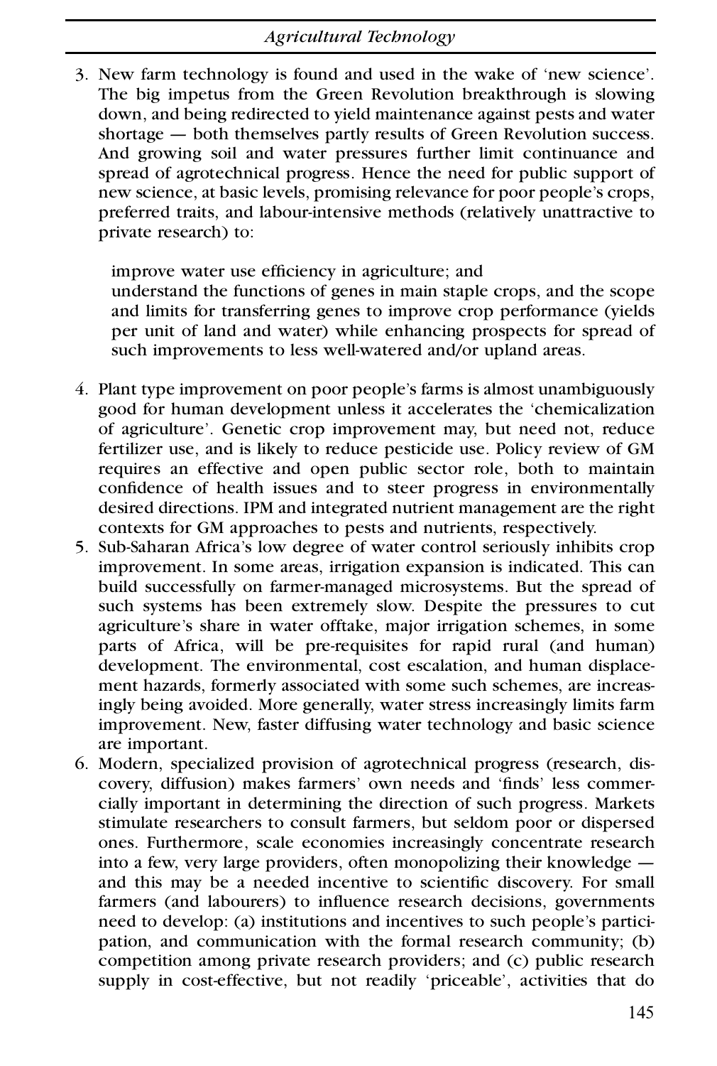3. New farm technology is found and used in the wake of 'new science'. The big impetus from the Green Revolution breakthrough is slowing down, and being redirected to yield maintenance against pests and water shortage — both themselves partly results of Green Revolution success. And growing soil and water pressures further limit continuance and spread of agrotechnical progress. Hence the need for public support of new science, at basic levels, promising relevance for poor people's crops, preferred traits, and labour-intensive methods (relatively unattractive to private research) to:

   improve water use efficiency in agriculture; and
   understand the functions of genes in main staple crops, and the scope and limits for transferring genes to improve crop performance (yields per unit of land and water) while enhancing prospects for spread of such improvements to less well-watered and/or upland areas.

4. Plant type improvement on poor people's farms is almost unambiguously good for human development unless it accelerates the 'chemicalization of agriculture'. Genetic crop improvement may, but need not, reduce fertilizer use, and is likely to reduce pesticide use. Policy review of GM requires an effective and open public sector role, both to maintain confidence of health issues and to steer progress in environmentally desired directions. IPM and integrated nutrient management are the right contexts for GM approaches to pests and nutrients, respectively.
5. Sub-Saharan Africa's low degree of water control seriously inhibits crop improvement. In some areas, irrigation expansion is indicated. This can build successfully on farmer-managed microsystems. But the spread of such systems has been extremely slow. Despite the pressures to cut agriculture's share in water offtake, major irrigation schemes, in some parts of Africa, will be pre-requisites for rapid rural (and human) development. The environmental, cost escalation, and human displacement hazards, formerly associated with some such schemes, are increasingly being avoided. More generally, water stress increasingly limits farm improvement. New, faster diffusing water technology and basic science are important.
6. Modern, specialized provision of agrotechnical progress (research, discovery, diffusion) makes farmers' own needs and 'finds' less commercially important in determining the direction of such progress. Markets stimulate researchers to consult farmers, but seldom poor or dispersed ones. Furthermore, scale economies increasingly concentrate research into a few, very large providers, often monopolizing their knowledge — and this may be a needed incentive to scientific discovery. For small farmers (and labourers) to influence research decisions, governments need to develop: (a) institutions and incentives to such people's participation, and communication with the formal research community; (b) competition among private research providers; and (c) public research supply in cost-effective, but not readily 'priceable', activities that do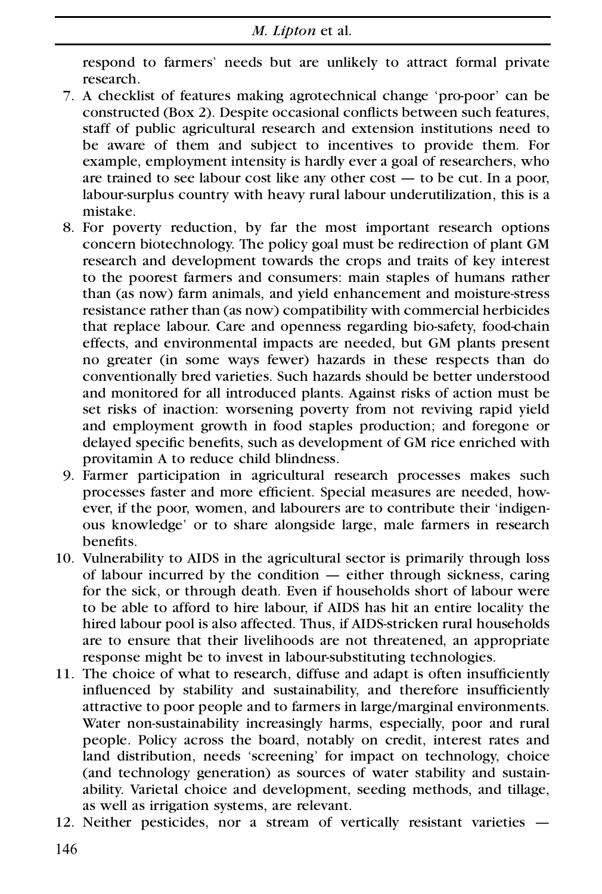respond to farmers' needs but are unlikely to attract formal private research.

7. A checklist of features making agrotechnical change 'pro-poor' can be constructed (Box 2). Despite occasional conflicts between such features, staff of public agricultural research and extension institutions need to be aware of them and subject to incentives to provide them. For example, employment intensity is hardly ever a goal of researchers, who are trained to see labour cost like any other cost — to be cut. In a poor, labour-surplus country with heavy rural labour underutilization, this is a mistake.
8. For poverty reduction, by far the most important research options concern biotechnology. The policy goal must be redirection of plant GM research and development towards the crops and traits of key interest to the poorest farmers and consumers: main staples of humans rather than (as now) farm animals, and yield enhancement and moisture-stress resistance rather than (as now) compatibility with commercial herbicides that replace labour. Care and openness regarding bio-safety, food-chain effects, and environmental impacts are needed, but GM plants present no greater (in some ways fewer) hazards in these respects than do conventionally bred varieties. Such hazards should be better understood and monitored for all introduced plants. Against risks of action must be set risks of inaction: worsening poverty from not reviving rapid yield and employment growth in food staples production; and foregone or delayed specific benefits, such as development of GM rice enriched with provitamin A to reduce child blindness.
9. Farmer participation in agricultural research processes makes such processes faster and more efficient. Special measures are needed, however, if the poor, women, and labourers are to contribute their 'indigenous knowledge' or to share alongside large, male farmers in research benefits.
10. Vulnerability to AIDS in the agricultural sector is primarily through loss of labour incurred by the condition — either through sickness, caring for the sick, or through death. Even if households short of labour were to be able to afford to hire labour, if AIDS has hit an entire locality the hired labour pool is also affected. Thus, if AIDS-stricken rural households are to ensure that their livelihoods are not threatened, an appropriate response might be to invest in labour-substituting technologies.
11. The choice of what to research, diffuse and adapt is often insufficiently influenced by stability and sustainability, and therefore insufficiently attractive to poor people and to farmers in large/marginal environments. Water non-sustainability increasingly harms, especially, poor and rural people. Policy across the board, notably on credit, interest rates and land distribution, needs 'screening' for impact on technology, choice (and technology generation) as sources of water stability and sustainability. Varietal choice and development, seeding methods, and tillage, as well as irrigation systems, are relevant.
12. Neither pesticides, nor a stream of vertically resistant varieties —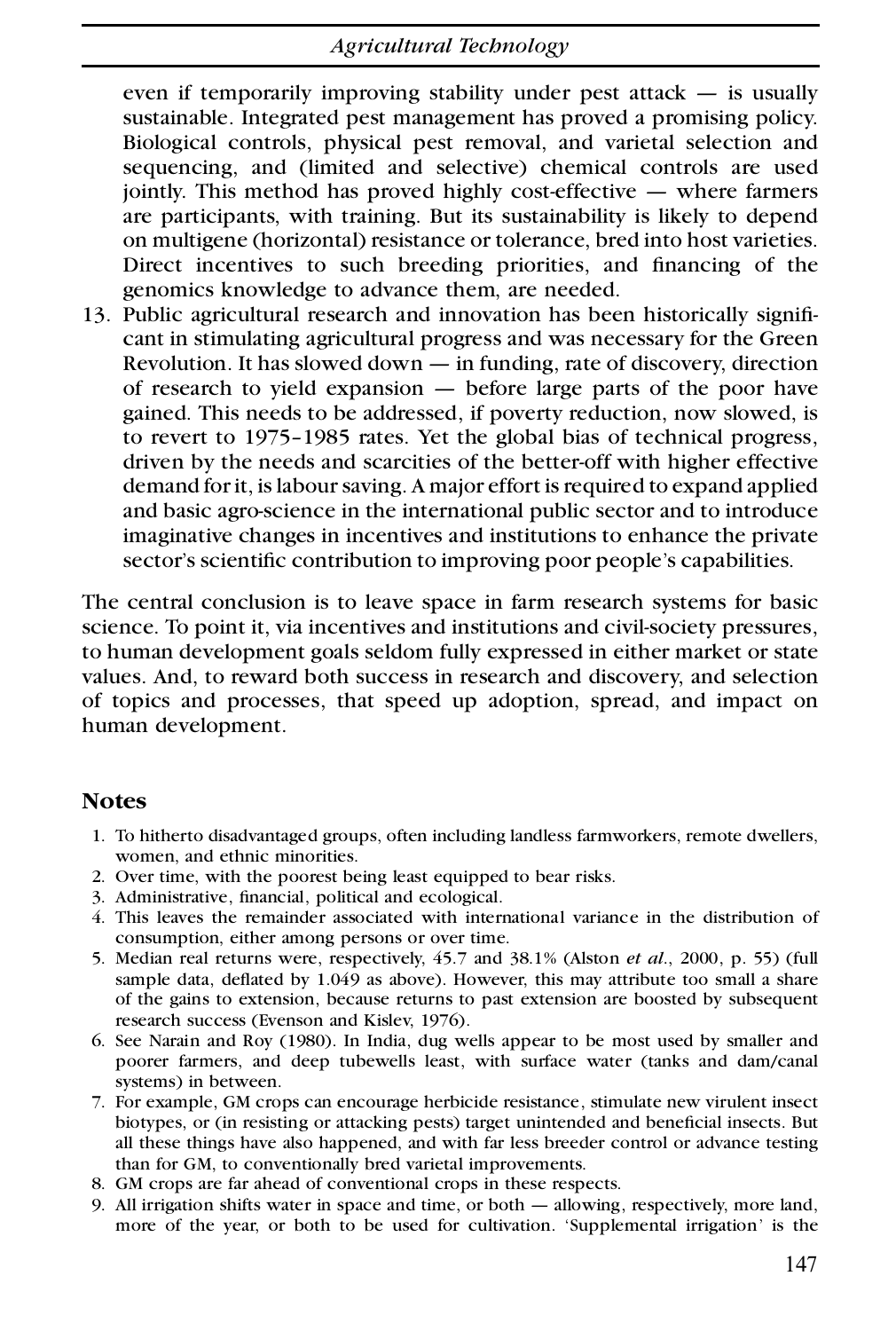even if temporarily improving stability under pest attack — is usually sustainable. Integrated pest management has proved a promising policy. Biological controls, physical pest removal, and varietal selection and sequencing, and (limited and selective) chemical controls are used jointly. This method has proved highly cost-effective — where farmers are participants, with training. But its sustainability is likely to depend on multigene (horizontal) resistance or tolerance, bred into host varieties. Direct incentives to such breeding priorities, and financing of the genomics knowledge to advance them, are needed.

13. Public agricultural research and innovation has been historically significant in stimulating agricultural progress and was necessary for the Green Revolution. It has slowed down — in funding, rate of discovery, direction of research to yield expansion — before large parts of the poor have gained. This needs to be addressed, if poverty reduction, now slowed, is to revert to 1975–1985 rates. Yet the global bias of technical progress, driven by the needs and scarcities of the better-off with higher effective demand for it, is labour saving. A major effort is required to expand applied and basic agro-science in the international public sector and to introduce imaginative changes in incentives and institutions to enhance the private sector's scientific contribution to improving poor people's capabilities.

The central conclusion is to leave space in farm research systems for basic science. To point it, via incentives and institutions and civil-society pressures, to human development goals seldom fully expressed in either market or state values. And, to reward both success in research and discovery, and selection of topics and processes, that speed up adoption, spread, and impact on human development.

## Notes

1. To hitherto disadvantaged groups, often including landless farmworkers, remote dwellers, women, and ethnic minorities.
2. Over time, with the poorest being least equipped to bear risks.
3. Administrative, financial, political and ecological.
4. This leaves the remainder associated with international variance in the distribution of consumption, either among persons or over time.
5. Median real returns were, respectively, 45.7 and 38.1% (Alston *et al.*, 2000, p. 55) (full sample data, deflated by 1.049 as above). However, this may attribute too small a share of the gains to extension, because returns to past extension are boosted by subsequent research success (Evenson and Kislev, 1976).
6. See Narain and Roy (1980). In India, dug wells appear to be most used by smaller and poorer farmers, and deep tubewells least, with surface water (tanks and dam/canal systems) in between.
7. For example, GM crops can encourage herbicide resistance, stimulate new virulent insect biotypes, or (in resisting or attacking pests) target unintended and beneficial insects. But all these things have also happened, and with far less breeder control or advance testing than for GM, to conventionally bred varietal improvements.
8. GM crops are far ahead of conventional crops in these respects.
9. All irrigation shifts water in space and time, or both — allowing, respectively, more land, more of the year, or both to be used for cultivation. 'Supplemental irrigation' is the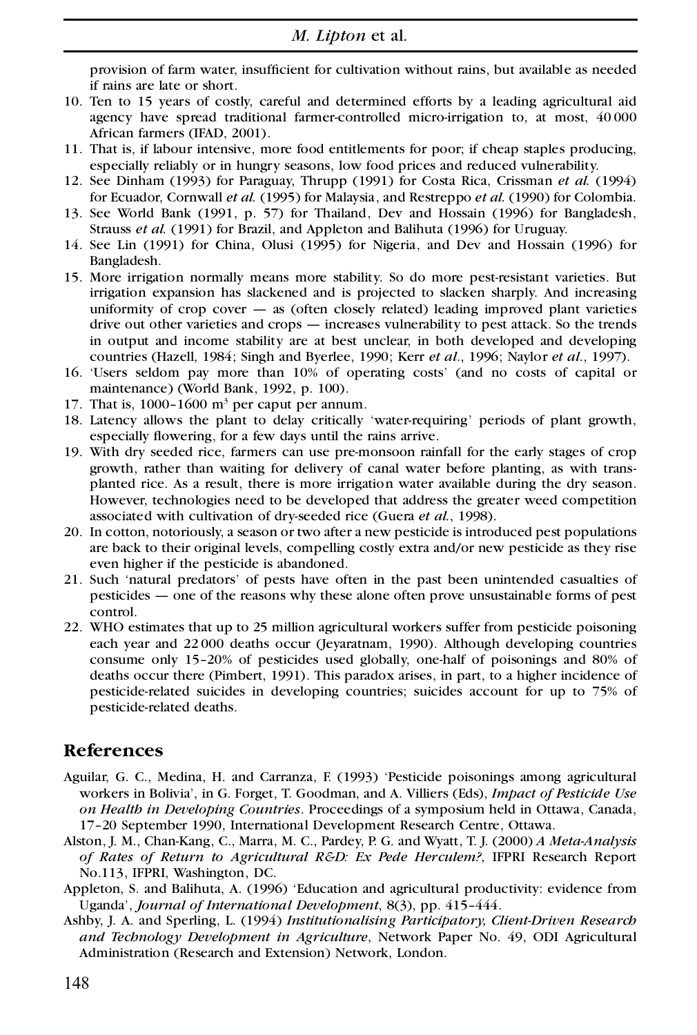provision of farm water, insufficient for cultivation without rains, but available as needed if rains are late or short.

10. Ten to 15 years of costly, careful and determined efforts by a leading agricultural aid agency have spread traditional farmer-controlled micro-irrigation to, at most, 40 000 African farmers (IFAD, 2001).
11. That is, if labour intensive, more food entitlements for poor; if cheap staples producing, especially reliably or in hungry seasons, low food prices and reduced vulnerability.
12. See Dinham (1993) for Paraguay, Thrupp (1991) for Costa Rica, Crissman *et al.* (1994) for Ecuador, Cornwall *et al.* (1995) for Malaysia, and Restreppo *et al.* (1990) for Colombia.
13. See World Bank (1991, p. 57) for Thailand, Dev and Hossain (1996) for Bangladesh, Strauss *et al.* (1991) for Brazil, and Appleton and Balihuta (1996) for Uruguay.
14. See Lin (1991) for China, Olusi (1995) for Nigeria, and Dev and Hossain (1996) for Bangladesh.
15. More irrigation normally means more stability. So do more pest-resistant varieties. But irrigation expansion has slackened and is projected to slacken sharply. And increasing uniformity of crop cover — as (often closely related) leading improved plant varieties drive out other varieties and crops — increases vulnerability to pest attack. So the trends in output and income stability are at best unclear, in both developed and developing countries (Hazell, 1984; Singh and Byerlee, 1990; Kerr *et al*., 1996; Naylor *et al*., 1997).
16. 'Users seldom pay more than 10% of operating costs' (and no costs of capital or maintenance) (World Bank, 1992, p. 100).
17. That is, 1000–1600 $m^3$ per caput per annum.
18. Latency allows the plant to delay critically 'water-requiring' periods of plant growth, especially flowering, for a few days until the rains arrive.
19. With dry seeded rice, farmers can use pre-monsoon rainfall for the early stages of crop growth, rather than waiting for delivery of canal water before planting, as with transplanted rice. As a result, there is more irrigation water available during the dry season. However, technologies need to be developed that address the greater weed competition associated with cultivation of dry-seeded rice (Guera *et al.*, 1998).
20. In cotton, notoriously, a season or two after a new pesticide is introduced pest populations are back to their original levels, compelling costly extra and/or new pesticide as they rise even higher if the pesticide is abandoned.
21. Such 'natural predators' of pests have often in the past been unintended casualties of pesticides — one of the reasons why these alone often prove unsustainable forms of pest control.
22. WHO estimates that up to 25 million agricultural workers suffer from pesticide poisoning each year and 22 000 deaths occur (Jeyaratnam, 1990). Although developing countries consume only 15–20% of pesticides used globally, one-half of poisonings and 80% of deaths occur there (Pimbert, 1991). This paradox arises, in part, to a higher incidence of pesticide-related suicides in developing countries; suicides account for up to 75% of pesticide-related deaths.

## References

Aguilar, G. C., Medina, H. and Carranza, F. (1993) 'Pesticide poisonings among agricultural workers in Bolivia', in G. Forget, T. Goodman, and A. Villiers (Eds), *Impact of Pesticide Use on Health in Developing Countries*. Proceedings of a symposium held in Ottawa, Canada, 17–20 September 1990, International Development Research Centre, Ottawa.

Alston, J. M., Chan-Kang, C., Marra, M. C., Pardey, P. G. and Wyatt, T. J. (2000) *A Meta-Analysis of Rates of Return to Agricultural R&D: Ex Pede Herculem?*, IFPRI Research Report No.113, IFPRI, Washington, DC.

Appleton, S. and Balihuta, A. (1996) 'Education and agricultural productivity: evidence from Uganda', *Journal of International Development*, 8(3), pp. 415–444.

Ashby, J. A. and Sperling, L. (1994) *Institutionalising Participatory, Client-Driven Research and Technology Development in Agriculture*, Network Paper No. 49, ODI Agricultural Administration (Research and Extension) Network, London.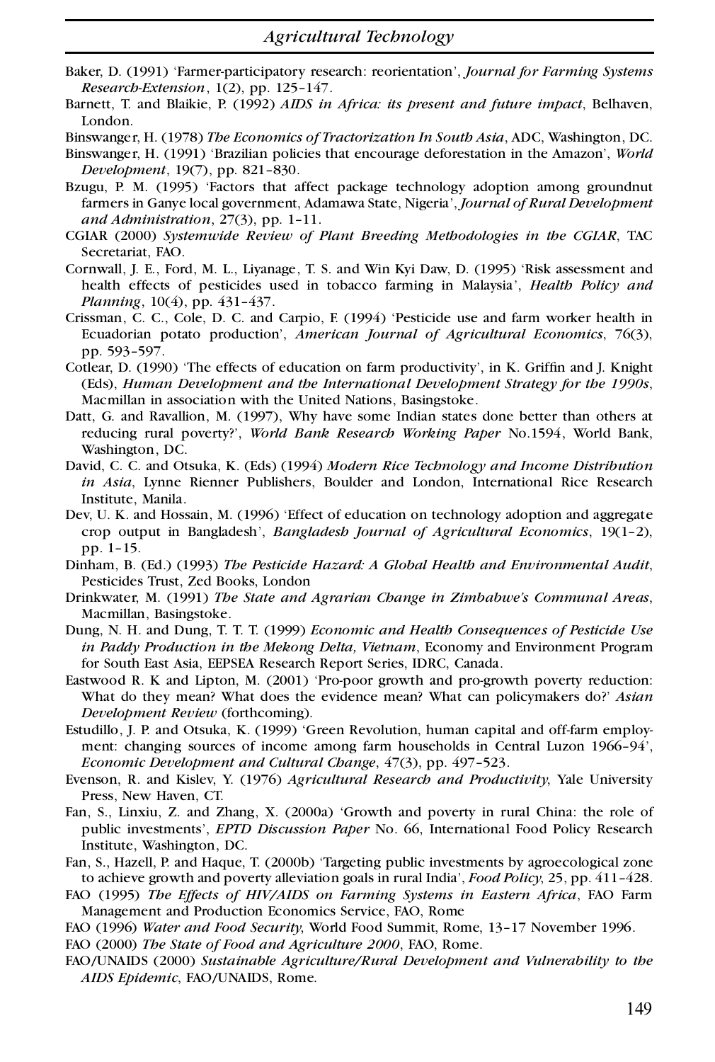Baker, D. (1991) 'Farmer-participatory research: reorientation', *Journal for Farming Systems Research-Extension*, 1(2), pp. 125–147.

Barnett, T. and Blaikie, P. (1992) *AIDS in Africa: its present and future impact*, Belhaven, London.

Binswanger, H. (1978) *The Economics of Tractorization In South Asia*, ADC, Washington, DC.

Binswanger, H. (1991) 'Brazilian policies that encourage deforestation in the Amazon', *World Development*, 19(7), pp. 821–830.

Bzugu, P. M. (1995) 'Factors that affect package technology adoption among groundnut farmers in Ganye local government, Adamawa State, Nigeria', *Journal of Rural Development and Administration*, 27(3), pp. 1–11.

CGIAR (2000) *Systemwide Review of Plant Breeding Methodologies in the CGIAR*, TAC Secretariat, FAO.

Cornwall, J. E., Ford, M. L., Liyanage, T. S. and Win Kyi Daw, D. (1995) 'Risk assessment and health effects of pesticides used in tobacco farming in Malaysia', *Health Policy and Planning*, 10(4), pp. 431–437.

Crissman, C. C., Cole, D. C. and Carpio, F. (1994) 'Pesticide use and farm worker health in Ecuadorian potato production', *American Journal of Agricultural Economics*, 76(3), pp. 593–597.

Cotlear, D. (1990) 'The effects of education on farm productivity', in K. Griffin and J. Knight (Eds), *Human Development and the International Development Strategy for the 1990s*, Macmillan in association with the United Nations, Basingstoke.

Datt, G. and Ravallion, M. (1997), Why have some Indian states done better than others at reducing rural poverty?', *World Bank Research Working Paper* No.1594, World Bank, Washington, DC.

David, C. C. and Otsuka, K. (Eds) (1994) *Modern Rice Technology and Income Distribution in Asia*, Lynne Rienner Publishers, Boulder and London, International Rice Research Institute, Manila.

Dev, U. K. and Hossain, M. (1996) 'Effect of education on technology adoption and aggregate crop output in Bangladesh', *Bangladesh Journal of Agricultural Economics*, 19(1–2), pp. 1–15.

Dinham, B. (Ed.) (1993) *The Pesticide Hazard: A Global Health and Environmental Audit*, Pesticides Trust, Zed Books, London

Drinkwater, M. (1991) *The State and Agrarian Change in Zimbabwe's Communal Areas*, Macmillan, Basingstoke.

Dung, N. H. and Dung, T. T. T. (1999) *Economic and Health Consequences of Pesticide Use in Paddy Production in the Mekong Delta, Vietnam*, Economy and Environment Program for South East Asia, EEPSEA Research Report Series, IDRC, Canada.

Eastwood R. K and Lipton, M. (2001) 'Pro-poor growth and pro-growth poverty reduction: What do they mean? What does the evidence mean? What can policymakers do?' *Asian Development Review* (forthcoming).

Estudillo, J. P. and Otsuka, K. (1999) 'Green Revolution, human capital and off-farm employment: changing sources of income among farm households in Central Luzon 1966–94', *Economic Development and Cultural Change*, 47(3), pp. 497–523.

Evenson, R. and Kislev, Y. (1976) *Agricultural Research and Productivity*, Yale University Press, New Haven, CT.

Fan, S., Linxiu, Z. and Zhang, X. (2000a) 'Growth and poverty in rural China: the role of public investments', *EPTD Discussion Paper* No. 66, International Food Policy Research Institute, Washington, DC.

Fan, S., Hazell, P. and Haque, T. (2000b) 'Targeting public investments by agroecological zone to achieve growth and poverty alleviation goals in rural India', *Food Policy*, 25, pp. 411–428.

FAO (1995) *The Effects of HIV/AIDS on Farming Systems in Eastern Africa*, FAO Farm Management and Production Economics Service, FAO, Rome

FAO (1996) *Water and Food Security*, World Food Summit, Rome, 13–17 November 1996.

FAO (2000) *The State of Food and Agriculture 2000*, FAO, Rome.

FAO/UNAIDS (2000) *Sustainable Agriculture/Rural Development and Vulnerability to the AIDS Epidemic*, FAO/UNAIDS, Rome.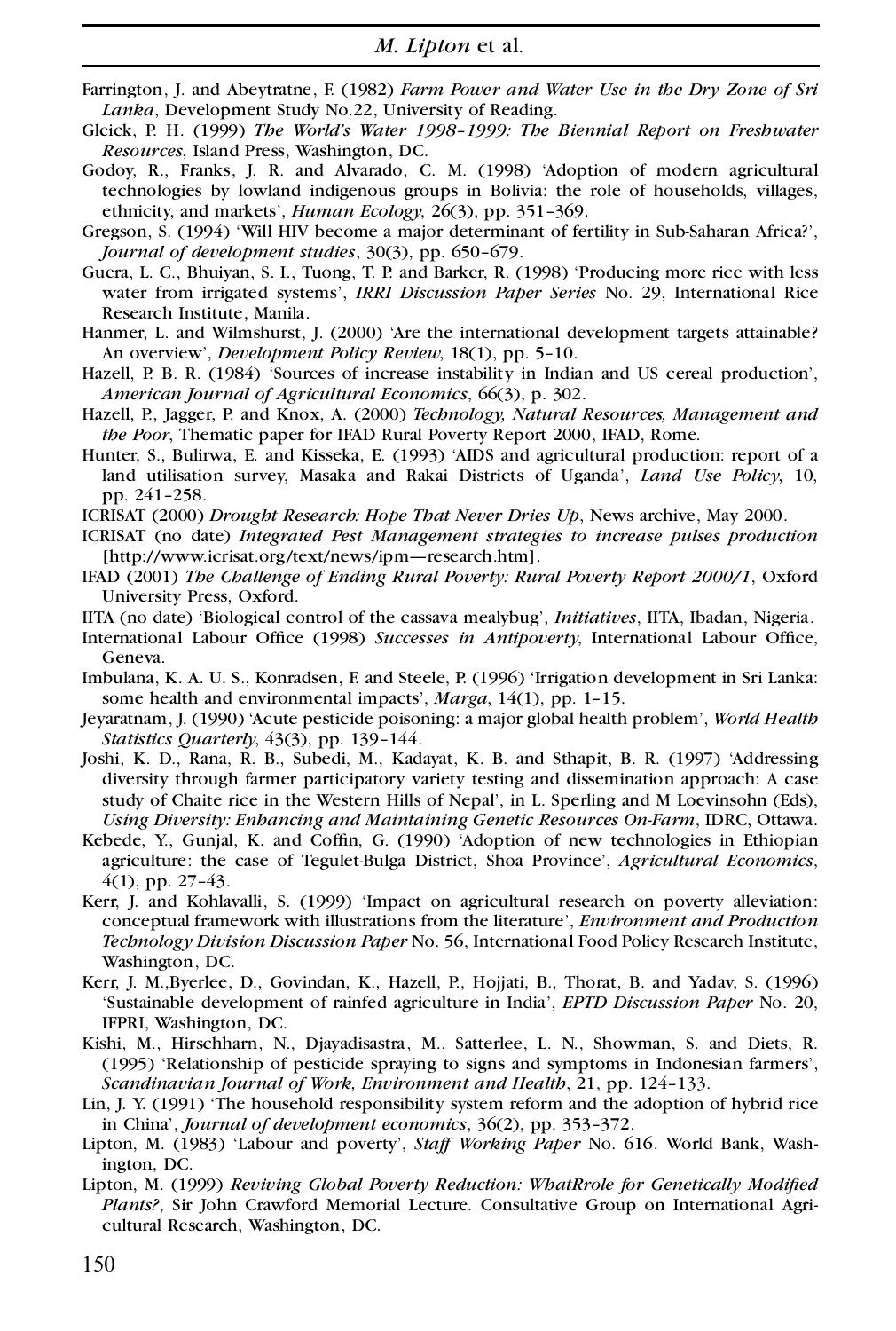Farrington, J. and Abeytratne, F. (1982) *Farm Power and Water Use in the Dry Zone of Sri Lanka*, Development Study No.22, University of Reading.

Gleick, P. H. (1999) *The World's Water 1998–1999: The Biennial Report on Freshwater Resources*, Island Press, Washington, DC.

Godoy, R., Franks, J. R. and Alvarado, C. M. (1998) 'Adoption of modern agricultural technologies by lowland indigenous groups in Bolivia: the role of households, villages, ethnicity, and markets', *Human Ecology*, 26(3), pp. 351–369.

Gregson, S. (1994) 'Will HIV become a major determinant of fertility in Sub-Saharan Africa?', *Journal of development studies*, 30(3), pp. 650–679.

Guera, L. C., Bhuiyan, S. I., Tuong, T. P. and Barker, R. (1998) 'Producing more rice with less water from irrigated systems', *IRRI Discussion Paper Series* No. 29, International Rice Research Institute, Manila.

Hanmer, L. and Wilmshurst, J. (2000) 'Are the international development targets attainable? An overview', *Development Policy Review*, 18(1), pp. 5–10.

Hazell, P. B. R. (1984) 'Sources of increase instability in Indian and US cereal production', *American Journal of Agricultural Economics*, 66(3), p. 302.

Hazell, P., Jagger, P. and Knox, A. (2000) *Technology, Natural Resources, Management and the Poor*, Thematic paper for IFAD Rural Poverty Report 2000, IFAD, Rome.

Hunter, S., Bulirwa, E. and Kisseka, E. (1993) 'AIDS and agricultural production: report of a land utilisation survey, Masaka and Rakai Districts of Uganda', *Land Use Policy*, 10, pp. 241–258.

ICRISAT (2000) *Drought Research: Hope That Never Dries Up*, News archive, May 2000.

ICRISAT (no date) *Integrated Pest Management strategies to increase pulses production* [http://www.icrisat.org/text/news/ipm—research.htm].

IFAD (2001) *The Challenge of Ending Rural Poverty: Rural Poverty Report 2000/1*, Oxford University Press, Oxford.

IITA (no date) 'Biological control of the cassava mealybug', *Initiatives*, IITA, Ibadan, Nigeria.

International Labour Office (1998) *Successes in Antipoverty*, International Labour Office, Geneva.

Imbulana, K. A. U. S., Konradsen, F. and Steele, P. (1996) 'Irrigation development in Sri Lanka: some health and environmental impacts', *Marga*, 14(1), pp. 1–15.

Jeyaratnam, J. (1990) 'Acute pesticide poisoning: a major global health problem', *World Health Statistics Quarterly*, 43(3), pp. 139–144.

Joshi, K. D., Rana, R. B., Subedi, M., Kadayat, K. B. and Sthapit, B. R. (1997) 'Addressing diversity through farmer participatory variety testing and dissemination approach: A case study of Chaite rice in the Western Hills of Nepal', in L. Sperling and M Loevinsohn (Eds), *Using Diversity: Enhancing and Maintaining Genetic Resources On-Farm*, IDRC, Ottawa.

Kebede, Y., Gunjal, K. and Coffin, G. (1990) 'Adoption of new technologies in Ethiopian agriculture: the case of Tegulet-Bulga District, Shoa Province', *Agricultural Economics*, 4(1), pp. 27–43.

Kerr, J. and Kohlavalli, S. (1999) 'Impact on agricultural research on poverty alleviation: conceptual framework with illustrations from the literature', *Environment and Production Technology Division Discussion Paper* No. 56, International Food Policy Research Institute, Washington, DC.

Kerr, J. M.,Byerlee, D., Govindan, K., Hazell, P., Hojjati, B., Thorat, B. and Yadav, S. (1996) 'Sustainable development of rainfed agriculture in India', *EPTD Discussion Paper* No. 20, IFPRI, Washington, DC.

Kishi, M., Hirschharn, N., Djayadisastra, M., Satterlee, L. N., Showman, S. and Diets, R. (1995) 'Relationship of pesticide spraying to signs and symptoms in Indonesian farmers', *Scandinavian Journal of Work, Environment and Health*, 21, pp. 124–133.

Lin, J. Y. (1991) 'The household responsibility system reform and the adoption of hybrid rice in China', *Journal of development economics*, 36(2), pp. 353–372.

Lipton, M. (1983) 'Labour and poverty', *Staff Working Paper* No. 616. World Bank, Washington, DC.

Lipton, M. (1999) *Reviving Global Poverty Reduction: WhatRrole for Genetically Modified Plants?*, Sir John Crawford Memorial Lecture. Consultative Group on International Agricultural Research, Washington, DC.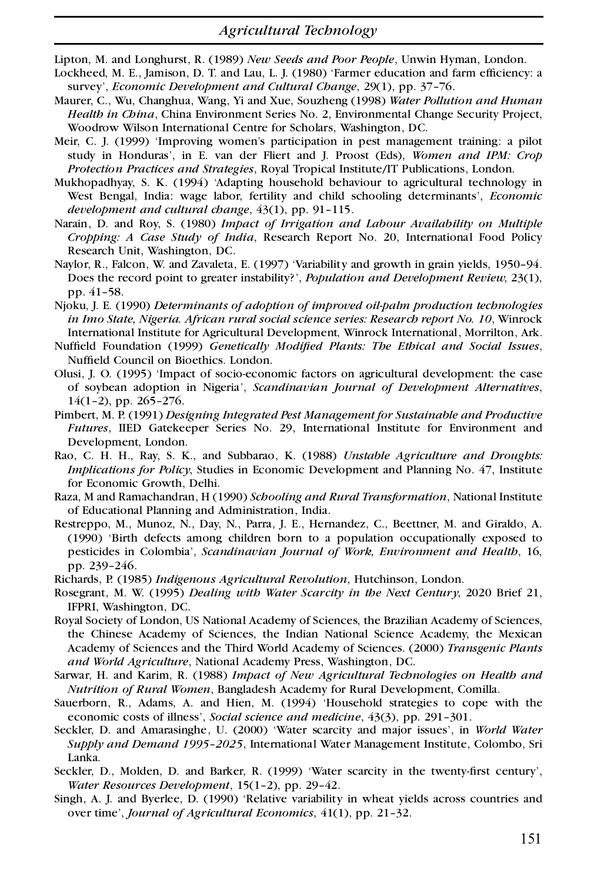Lipton, M. and Longhurst, R. (1989) *New Seeds and Poor People*, Unwin Hyman, London.

Lockheed, M. E., Jamison, D. T. and Lau, L. J. (1980) 'Farmer education and farm efficiency: a survey', *Economic Development and Cultural Change*, 29(1), pp. 37–76.

Maurer, C., Wu, Changhua, Wang, Yi and Xue, Souzheng (1998) *Water Pollution and Human Health in China*, China Environment Series No. 2, Environmental Change Security Project, Woodrow Wilson International Centre for Scholars, Washington, DC.

Meir, C. J. (1999) 'Improving women's participation in pest management training: a pilot study in Honduras', in E. van der Fliert and J. Proost (Eds), *Women and IPM: Crop Protection Practices and Strategies*, Royal Tropical Institute/IT Publications, London.

Mukhopadhyay, S. K. (1994) 'Adapting household behaviour to agricultural technology in West Bengal, India: wage labor, fertility and child schooling determinants', *Economic development and cultural change*, 43(1), pp. 91–115.

Narain, D. and Roy, S. (1980) *Impact of Irrigation and Labour Availability on Multiple Cropping: A Case Study of India*, Research Report No. 20, International Food Policy Research Unit, Washington, DC.

Naylor, R., Falcon, W. and Zavaleta, E. (1997) 'Variability and growth in grain yields, 1950–94. Does the record point to greater instability?', *Population and Development Review*, 23(1), pp. 41–58.

Njoku, J. E. (1990) *Determinants of adoption of improved oil-palm production technologies in Imo State, Nigeria. African rural social science series: Research report No. 10*, Winrock International Institute for Agricultural Development, Winrock International, Morrilton, Ark.

Nuffield Foundation (1999) *Genetically Modified Plants: The Ethical and Social Issues*, Nuffield Council on Bioethics. London.

Olusi, J. O. (1995) 'Impact of socio-economic factors on agricultural development: the case of soybean adoption in Nigeria', *Scandinavian Journal of Development Alternatives*, 14(1–2), pp. 265–276.

Pimbert, M. P. (1991) *Designing Integrated Pest Management for Sustainable and Productive Futures*, IIED Gatekeeper Series No. 29, International Institute for Environment and Development, London.

Rao, C. H. H., Ray, S. K., and Subbarao, K. (1988) *Unstable Agriculture and Droughts: Implications for Policy*, Studies in Economic Development and Planning No. 47, Institute for Economic Growth, Delhi.

Raza, M and Ramachandran, H (1990) *Schooling and Rural Transformation*, National Institute of Educational Planning and Administration, India.

Restreppo, M., Munoz, N., Day, N., Parra, J. E., Hernandez, C., Beettner, M. and Giraldo, A. (1990) 'Birth defects among children born to a population occupationally exposed to pesticides in Colombia', *Scandinavian Journal of Work, Environment and Health*, 16, pp. 239–246.

Richards, P. (1985) *Indigenous Agricultural Revolution*, Hutchinson, London.

Rosegrant, M. W. (1995) *Dealing with Water Scarcity in the Next Century*, 2020 Brief 21, IFPRI, Washington, DC.

Royal Society of London, US National Academy of Sciences, the Brazilian Academy of Sciences, the Chinese Academy of Sciences, the Indian National Science Academy, the Mexican Academy of Sciences and the Third World Academy of Sciences. (2000) *Transgenic Plants and World Agriculture*, National Academy Press, Washington, DC.

Sarwar, H. and Karim, R. (1988) *Impact of New Agricultural Technologies on Health and Nutrition of Rural Women*, Bangladesh Academy for Rural Development, Comilla.

Sauerborn, R., Adams, A. and Hien, M. (1994) 'Household strategies to cope with the economic costs of illness', *Social science and medicine*, 43(3), pp. 291–301.

Seckler, D. and Amarasinghe, U. (2000) 'Water scarcity and major issues', in *World Water Supply and Demand 1995–2025*, International Water Management Institute, Colombo, Sri Lanka.

Seckler, D., Molden, D. and Barker, R. (1999) 'Water scarcity in the twenty-first century', *Water Resources Development*, 15(1–2), pp. 29–42.

Singh, A. J. and Byerlee, D. (1990) 'Relative variability in wheat yields across countries and over time', *Journal of Agricultural Economics*, 41(1), pp. 21–32.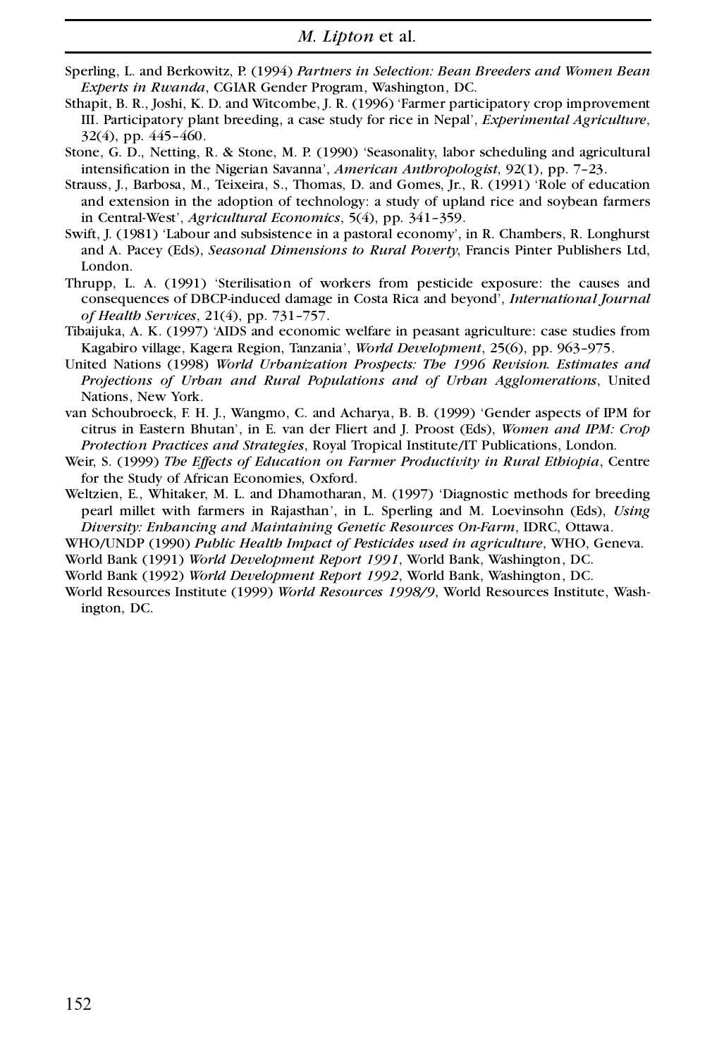Sperling, L. and Berkowitz, P. (1994) *Partners in Selection: Bean Breeders and Women Bean Experts in Rwanda*, CGIAR Gender Program, Washington, DC.

Sthapit, B. R., Joshi, K. D. and Witcombe, J. R. (1996) 'Farmer participatory crop improvement III. Participatory plant breeding, a case study for rice in Nepal', *Experimental Agriculture*, 32(4), pp. 445–460.

Stone, G. D., Netting, R. & Stone, M. P. (1990) 'Seasonality, labor scheduling and agricultural intensification in the Nigerian Savanna', *American Anthropologist*, 92(1), pp. 7–23.

Strauss, J., Barbosa, M., Teixeira, S., Thomas, D. and Gomes, Jr., R. (1991) 'Role of education and extension in the adoption of technology: a study of upland rice and soybean farmers in Central-West', *Agricultural Economics*, 5(4), pp. 341–359.

Swift, J. (1981) 'Labour and subsistence in a pastoral economy', in R. Chambers, R. Longhurst and A. Pacey (Eds), *Seasonal Dimensions to Rural Poverty*, Francis Pinter Publishers Ltd, London.

Thrupp, L. A. (1991) 'Sterilisation of workers from pesticide exposure: the causes and consequences of DBCP-induced damage in Costa Rica and beyond', *International Journal of Health Services*, 21(4), pp. 731–757.

Tibaijuka, A. K. (1997) 'AIDS and economic welfare in peasant agriculture: case studies from Kagabiro village, Kagera Region, Tanzania', *World Development*, 25(6), pp. 963–975.

United Nations (1998) *World Urbanization Prospects: The 1996 Revision. Estimates and Projections of Urban and Rural Populations and of Urban Agglomerations*, United Nations, New York.

van Schoubroeck, F. H. J., Wangmo, C. and Acharya, B. B. (1999) 'Gender aspects of IPM for citrus in Eastern Bhutan', in E. van der Fliert and J. Proost (Eds), *Women and IPM: Crop Protection Practices and Strategies*, Royal Tropical Institute/IT Publications, London.

Weir, S. (1999) *The Effects of Education on Farmer Productivity in Rural Ethiopia*, Centre for the Study of African Economies, Oxford.

Weltzien, E., Whitaker, M. L. and Dhamotharan, M. (1997) 'Diagnostic methods for breeding pearl millet with farmers in Rajasthan', in L. Sperling and M. Loevinsohn (Eds), *Using Diversity: Enhancing and Maintaining Genetic Resources On-Farm*, IDRC, Ottawa.

WHO/UNDP (1990) *Public Health Impact of Pesticides used in agriculture*, WHO, Geneva.

World Bank (1991) *World Development Report 1991*, World Bank, Washington, DC.

World Bank (1992) *World Development Report 1992*, World Bank, Washington, DC.

World Resources Institute (1999) *World Resources 1998/9*, World Resources Institute, Washington, DC.